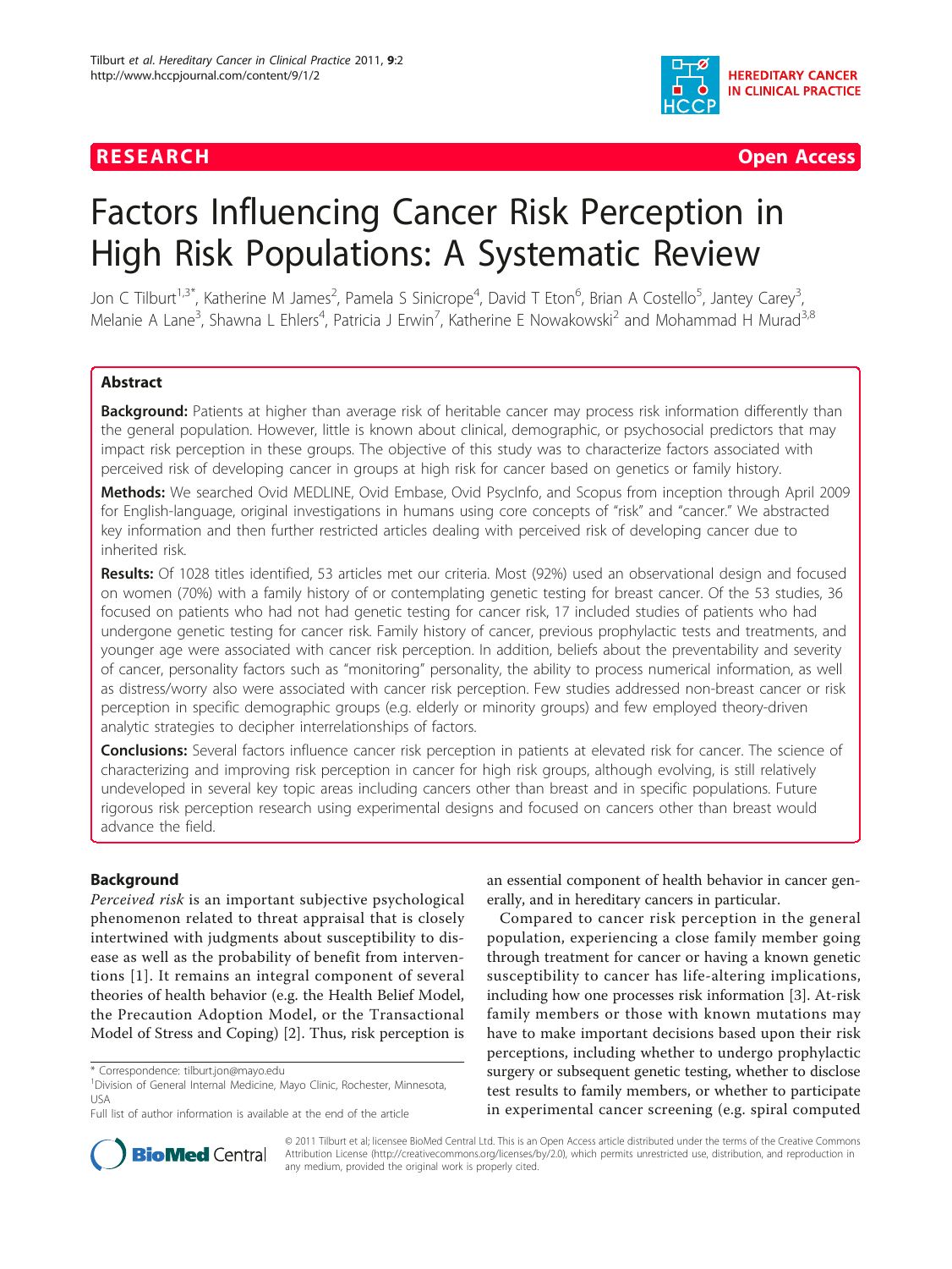RESEARCH Open Access

# Factors Influencing Cancer Risk Perception in High Risk Populations: A Systematic Review

Jon C Tilburt[1,3*], Katherine M James[2], Pamela S Sinicrope[4], David T Eton[6], Brian A Costello[5], Jantey Carey[3], Melanie A Lane[3], Shawna L Ehlers[4], Patricia J Erwin[7], Katherine E Nowakowski[2] and Mohammad H Murad[3,8]

## Abstract

**Background:** Patients at higher than average risk of heritable cancer may process risk information differently than the general population. However, little is known about clinical, demographic, or psychosocial predictors that may impact risk perception in these groups. The objective of this study was to characterize factors associated with perceived risk of developing cancer in groups at high risk for cancer based on genetics or family history.

**Methods:** We searched Ovid MEDLINE, Ovid Embase, Ovid PsycInfo, and Scopus from inception through April 2009 for English-language, original investigations in humans using core concepts of "risk" and "cancer." We abstracted key information and then further restricted articles dealing with perceived risk of developing cancer due to inherited risk.

**Results:** Of 1028 titles identified, 53 articles met our criteria. Most (92%) used an observational design and focused on women (70%) with a family history of or contemplating genetic testing for breast cancer. Of the 53 studies, 36 focused on patients who had not had genetic testing for cancer risk, 17 included studies of patients who had undergone genetic testing for cancer risk. Family history of cancer, previous prophylactic tests and treatments, and younger age were associated with cancer risk perception. In addition, beliefs about the preventability and severity of cancer, personality factors such as "monitoring" personality, the ability to process numerical information, as well as distress/worry also were associated with cancer risk perception. Few studies addressed non-breast cancer or risk perception in specific demographic groups (e.g. elderly or minority groups) and few employed theory-driven analytic strategies to decipher interrelationships of factors.

**Conclusions:** Several factors influence cancer risk perception in patients at elevated risk for cancer. The science of characterizing and improving risk perception in cancer for high risk groups, although evolving, is still relatively undeveloped in several key topic areas including cancers other than breast and in specific populations. Future rigorous risk perception research using experimental designs and focused on cancers other than breast would advance the field.

## Background

*Perceived risk* is an important subjective psychological phenomenon related to threat appraisal that is closely intertwined with judgments about susceptibility to disease as well as the probability of benefit from interventions [1]. It remains an integral component of several theories of health behavior (e.g. the Health Belief Model, the Precaution Adoption Model, or the Transactional Model of Stress and Coping) [2]. Thus, risk perception is an essential component of health behavior in cancer generally, and in hereditary cancers in particular.

Compared to cancer risk perception in the general population, experiencing a close family member going through treatment for cancer or having a known genetic susceptibility to cancer has life-altering implications, including how one processes risk information [3]. At-risk family members or those with known mutations may have to make important decisions based upon their risk perceptions, including whether to undergo prophylactic surgery or subsequent genetic testing, whether to disclose test results to family members, or whether to participate in experimental cancer screening (e.g. spiral computed

\* Correspondence: tilburt.jon@mayo.edu
[1]Division of General Internal Medicine, Mayo Clinic, Rochester, Minnesota, USA
Full list of author information is available at the end of the article

© 2011 Tilburt et al; licensee BioMed Central Ltd. This is an Open Access article distributed under the terms of the Creative Commons Attribution License (http://creativecommons.org/licenses/by/2.0), which permits unrestricted use, distribution, and reproduction in any medium, provided the original work is properly cited.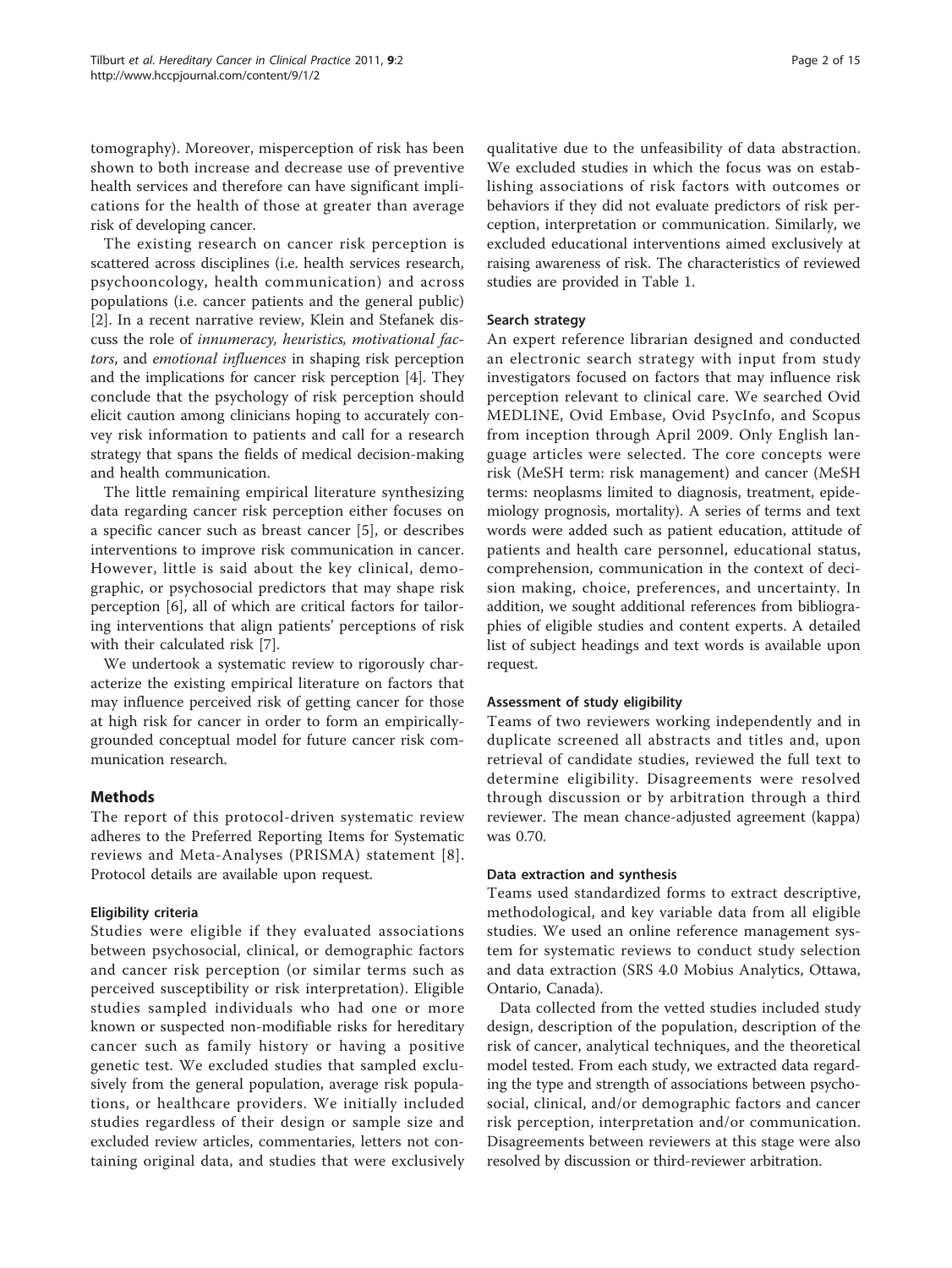tomography). Moreover, misperception of risk has been shown to both increase and decrease use of preventive health services and therefore can have significant implications for the health of those at greater than average risk of developing cancer.

The existing research on cancer risk perception is scattered across disciplines (i.e. health services research, psychooncology, health communication) and across populations (i.e. cancer patients and the general public) [2]. In a recent narrative review, Klein and Stefanek discuss the role of *innumeracy, heuristics, motivational factors*, and *emotional influences* in shaping risk perception and the implications for cancer risk perception [4]. They conclude that the psychology of risk perception should elicit caution among clinicians hoping to accurately convey risk information to patients and call for a research strategy that spans the fields of medical decision-making and health communication.

The little remaining empirical literature synthesizing data regarding cancer risk perception either focuses on a specific cancer such as breast cancer [5], or describes interventions to improve risk communication in cancer. However, little is said about the key clinical, demographic, or psychosocial predictors that may shape risk perception [6], all of which are critical factors for tailoring interventions that align patients' perceptions of risk with their calculated risk [7].

We undertook a systematic review to rigorously characterize the existing empirical literature on factors that may influence perceived risk of getting cancer for those at high risk for cancer in order to form an empirically-grounded conceptual model for future cancer risk communication research.

## Methods

The report of this protocol-driven systematic review adheres to the Preferred Reporting Items for Systematic reviews and Meta-Analyses (PRISMA) statement [8]. Protocol details are available upon request.

### Eligibility criteria

Studies were eligible if they evaluated associations between psychosocial, clinical, or demographic factors and cancer risk perception (or similar terms such as perceived susceptibility or risk interpretation). Eligible studies sampled individuals who had one or more known or suspected non-modifiable risks for hereditary cancer such as family history or having a positive genetic test. We excluded studies that sampled exclusively from the general population, average risk populations, or healthcare providers. We initially included studies regardless of their design or sample size and excluded review articles, commentaries, letters not containing original data, and studies that were exclusively qualitative due to the unfeasibility of data abstraction. We excluded studies in which the focus was on establishing associations of risk factors with outcomes or behaviors if they did not evaluate predictors of risk perception, interpretation or communication. Similarly, we excluded educational interventions aimed exclusively at raising awareness of risk. The characteristics of reviewed studies are provided in Table 1.

### Search strategy

An expert reference librarian designed and conducted an electronic search strategy with input from study investigators focused on factors that may influence risk perception relevant to clinical care. We searched Ovid MEDLINE, Ovid Embase, Ovid PsycInfo, and Scopus from inception through April 2009. Only English language articles were selected. The core concepts were risk (MeSH term: risk management) and cancer (MeSH terms: neoplasms limited to diagnosis, treatment, epidemiology prognosis, mortality). A series of terms and text words were added such as patient education, attitude of patients and health care personnel, educational status, comprehension, communication in the context of decision making, choice, preferences, and uncertainty. In addition, we sought additional references from bibliographies of eligible studies and content experts. A detailed list of subject headings and text words is available upon request.

### Assessment of study eligibility

Teams of two reviewers working independently and in duplicate screened all abstracts and titles and, upon retrieval of candidate studies, reviewed the full text to determine eligibility. Disagreements were resolved through discussion or by arbitration through a third reviewer. The mean chance-adjusted agreement (kappa) was 0.70.

### Data extraction and synthesis

Teams used standardized forms to extract descriptive, methodological, and key variable data from all eligible studies. We used an online reference management system for systematic reviews to conduct study selection and data extraction (SRS 4.0 Mobius Analytics, Ottawa, Ontario, Canada).

Data collected from the vetted studies included study design, description of the population, description of the risk of cancer, analytical techniques, and the theoretical model tested. From each study, we extracted data regarding the type and strength of associations between psychosocial, clinical, and/or demographic factors and cancer risk perception, interpretation and/or communication. Disagreements between reviewers at this stage were also resolved by discussion or third-reviewer arbitration.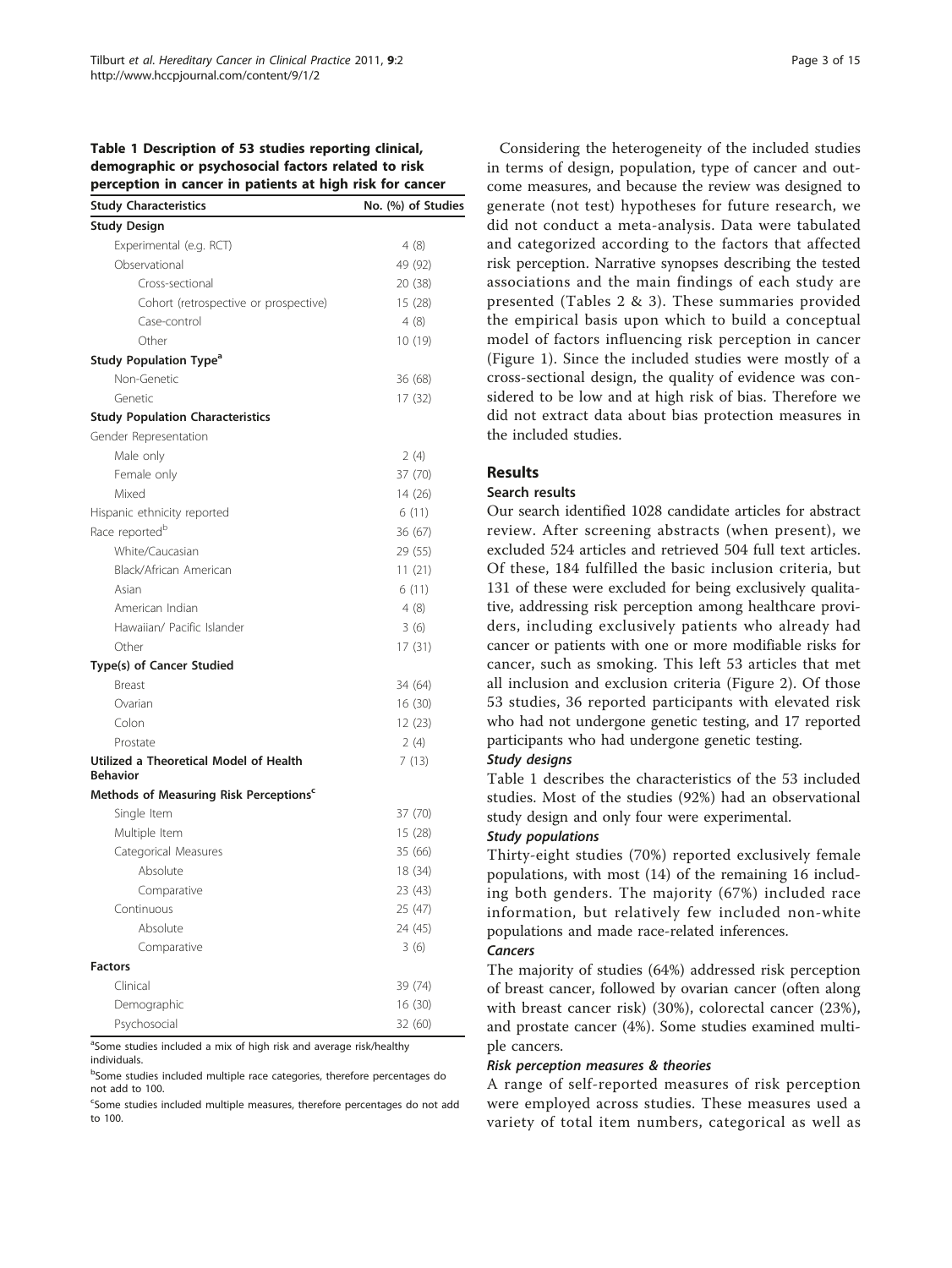**Table 1 Description of 53 studies reporting clinical, demographic or psychosocial factors related to risk perception in cancer in patients at high risk for cancer**

| Study Characteristics | No. (%) of Studies |
| --- | --- |
| **Study Design** | |
| Experimental (e.g. RCT) | 4 (8) |
| Observational | 49 (92) |
| Cross-sectional | 20 (38) |
| Cohort (retrospective or prospective) | 15 (28) |
| Case-control | 4 (8) |
| Other | 10 (19) |
| **Study Population Type**[a] | |
| Non-Genetic | 36 (68) |
| Genetic | 17 (32) |
| **Study Population Characteristics** | |
| Gender Representation | |
| Male only | 2 (4) |
| Female only | 37 (70) |
| Mixed | 14 (26) |
| Hispanic ethnicity reported | 6 (11) |
| Race reported[b] | 36 (67) |
| White/Caucasian | 29 (55) |
| Black/African American | 11 (21) |
| Asian | 6 (11) |
| American Indian | 4 (8) |
| Hawaiian/ Pacific Islander | 3 (6) |
| Other | 17 (31) |
| **Type(s) of Cancer Studied** | |
| Breast | 34 (64) |
| Ovarian | 16 (30) |
| Colon | 12 (23) |
| Prostate | 2 (4) |
| **Utilized a Theoretical Model of Health Behavior** | 7 (13) |
| **Methods of Measuring Risk Perceptions**[c] | |
| Single Item | 37 (70) |
| Multiple Item | 15 (28) |
| Categorical Measures | 35 (66) |
| Absolute | 18 (34) |
| Comparative | 23 (43) |
| Continuous | 25 (47) |
| Absolute | 24 (45) |
| Comparative | 3 (6) |
| **Factors** | |
| Clinical | 39 (74) |
| Demographic | 16 (30) |
| Psychosocial | 32 (60) |

[a]Some studies included a mix of high risk and average risk/healthy individuals.

[b]Some studies included multiple race categories, therefore percentages do not add to 100.

[c]Some studies included multiple measures, therefore percentages do not add to 100.

Considering the heterogeneity of the included studies in terms of design, population, type of cancer and outcome measures, and because the review was designed to generate (not test) hypotheses for future research, we did not conduct a meta-analysis. Data were tabulated and categorized according to the factors that affected risk perception. Narrative synopses describing the tested associations and the main findings of each study are presented (Tables 2 & 3). These summaries provided the empirical basis upon which to build a conceptual model of factors influencing risk perception in cancer (Figure 1). Since the included studies were mostly of a cross-sectional design, the quality of evidence was considered to be low and at high risk of bias. Therefore we did not extract data about bias protection measures in the included studies.

## Results

### Search results

Our search identified 1028 candidate articles for abstract review. After screening abstracts (when present), we excluded 524 articles and retrieved 504 full text articles. Of these, 184 fulfilled the basic inclusion criteria, but 131 of these were excluded for being exclusively qualitative, addressing risk perception among healthcare providers, including exclusively patients who already had cancer or patients with one or more modifiable risks for cancer, such as smoking. This left 53 articles that met all inclusion and exclusion criteria (Figure 2). Of those 53 studies, 36 reported participants with elevated risk who had not undergone genetic testing, and 17 reported participants who had undergone genetic testing.

#### *Study designs*

Table 1 describes the characteristics of the 53 included studies. Most of the studies (92%) had an observational study design and only four were experimental.

#### *Study populations*

Thirty-eight studies (70%) reported exclusively female populations, with most (14) of the remaining 16 including both genders. The majority (67%) included race information, but relatively few included non-white populations and made race-related inferences.

#### *Cancers*

The majority of studies (64%) addressed risk perception of breast cancer, followed by ovarian cancer (often along with breast cancer risk) (30%), colorectal cancer (23%), and prostate cancer (4%). Some studies examined multiple cancers.

#### *Risk perception measures & theories*

A range of self-reported measures of risk perception were employed across studies. These measures used a variety of total item numbers, categorical as well as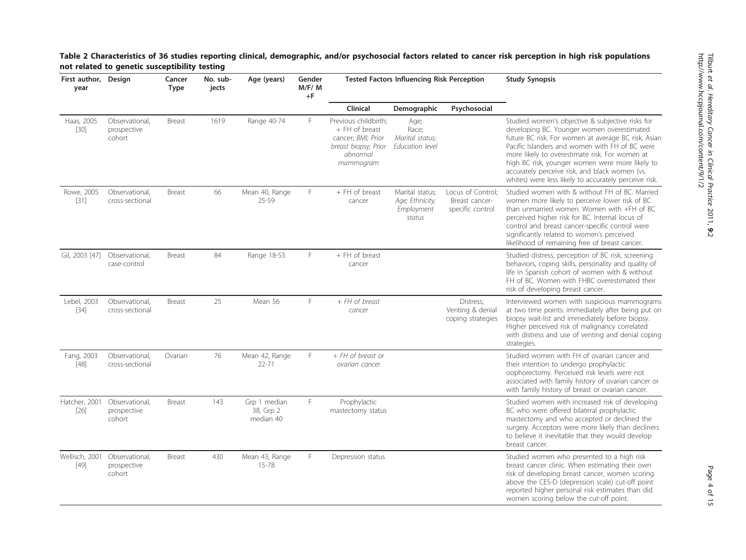**Table 2 Characteristics of 36 studies reporting clinical, demographic, and/or psychosocial factors related to cancer risk perception in high risk populations not related to genetic susceptibility testing**

| First author, year | Design | Cancer Type | No. subjects | Age (years) | Gender M/F/ M +F | Tested Factors Influencing Risk Perception | | | Study Synopsis |
|---|---|---|---|---|---|---|---|---|---|
| | | | | | | Clinical | Demographic | Psychosocial | |
| Haas, 2005 [30] | Observational, prospective cohort | Breast | 1619 | Range 40-74 | F | Previous childbirth; + FH of breast cancer; *BMI; Prior breast biopsy; Prior abnormal mammogram* | Age; Race; *Marital status; Education level* | | Studied women's objective & subjective risks for developing BC. Younger women overestimated future BC risk. For women at average BC risk, Asian Pacific Islanders and women with FH of BC were more likely to overestimate risk. For women at high BC risk, younger women were more likely to accurately perceive risk, and black women (vs. whites) were less likely to accurately perceive risk. |
| Rowe, 2005 [31] | Observational, cross-sectional | Breast | 66 | Mean 40, Range 25-59 | F | + FH of breast cancer | Marital status; *Age; Ethnicity; Employment status* | Locus of Control; Breast cancer-specific control | Studied women with & without FH of BC. Married women more likely to perceive lower risk of BC than unmarried women. Women with +FH of BC perceived higher risk for BC. Internal locus of control and breast cancer-specific control were significantly related to women's perceived likelihood of remaining free of breast cancer. |
| Gil, 2003 [47] | Observational, case-control | Breast | 84 | Range 18-53 | F | + FH of breast cancer | | | Studied distress, perception of BC risk, screening behaviors, coping skills, personality and quality of life in Spanish cohort of women with & without FH of BC. Women with FHBC overestimated their risk of developing breast cancer. |
| Lebel, 2003 [34] | Observational, cross-sectional | Breast | 25 | Mean 56 | F | *+ FH of breast cancer* | | Distress; Venting & denial coping strategies | Interviewed women with suspicious mammograms at two time points: immediately after being put on biopsy wait-list and immediately before biopsy. Higher perceived risk of malignancy correlated with distress and use of venting and denial coping strategies. |
| Fang, 2003 [48] | Observational, cross-sectional | Ovarian | 76 | Mean 42, Range 22-71 | F | *+ FH of breast or ovarian cancer* | | | Studied women with FH of ovarian cancer and their intention to undergo prophylactic oophorectomy. Perceived risk levels were not associated with family history of ovarian cancer or with family history of breast or ovarian cancer. |
| Hatcher, 2001 [26] | Observational, prospective cohort | Breast | 143 | Grp 1 median 38, Grp 2 median 40 | F | Prophylactic mastectomy status | | | Studied women with increased risk of developing BC who were offered bilateral prophylactic mastectomy and who accepted or declined the surgery. Acceptors were more likely than decliners to believe it inevitable that they would develop breast cancer. |
| Wellisch, 2001 [49] | Observational, prospective cohort | Breast | 430 | Mean 43, Range 15-78 | F | Depression status | | | Studied women who presented to a high risk breast cancer clinic. When estimating their own risk of developing breast cancer, women scoring above the CES-D (depression scale) cut-off point reported higher personal risk estimates than did women scoring below the cut-off point. |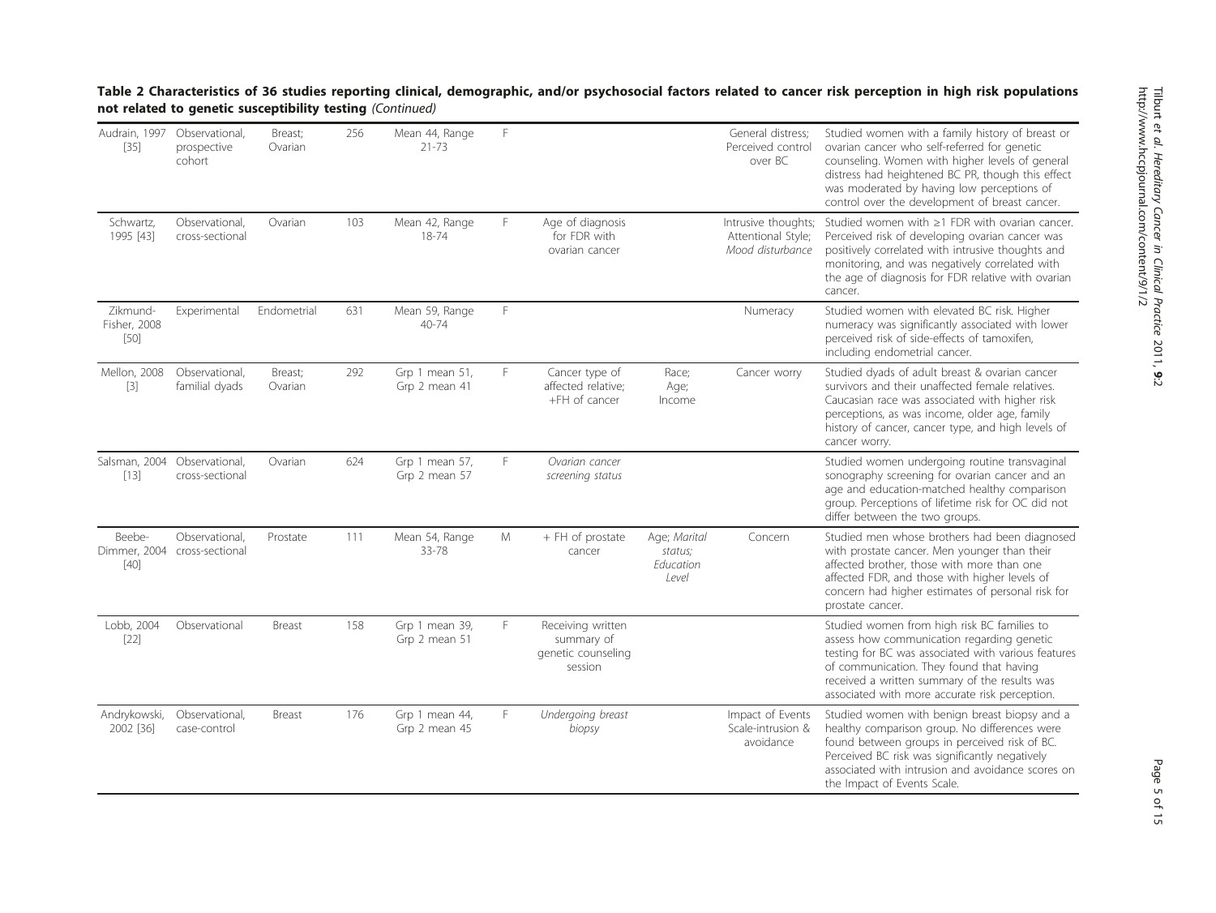**Table 2 Characteristics of 36 studies reporting clinical, demographic, and/or psychosocial factors related to cancer risk perception in high risk populations not related to genetic susceptibility testing** *(Continued)*

| | | | | | | | | | |
|---|---|---|---|---|---|---|---|---|---|
| Audrain, 1997 [35] | Observational, prospective cohort | Breast; Ovarian | 256 | Mean 44, Range 21-73 | F | | | General distress; Perceived control over BC | Studied women with a family history of breast or ovarian cancer who self-referred for genetic counseling. Women with higher levels of general distress had heightened BC PR, though this effect was moderated by having low perceptions of control over the development of breast cancer. |
| Schwartz, 1995 [43] | Observational, cross-sectional | Ovarian | 103 | Mean 42, Range 18-74 | F | Age of diagnosis for FDR with ovarian cancer | | Intrusive thoughts; Attentional Style; *Mood disturbance* | Studied women with ≥1 FDR with ovarian cancer. Perceived risk of developing ovarian cancer was positively correlated with intrusive thoughts and monitoring, and was negatively correlated with the age of diagnosis for FDR relative with ovarian cancer. |
| Zikmund-Fisher, 2008 [50] | Experimental | Endometrial | 631 | Mean 59, Range 40-74 | F | | | Numeracy | Studied women with elevated BC risk. Higher numeracy was significantly associated with lower perceived risk of side-effects of tamoxifen, including endometrial cancer. |
| Mellon, 2008 [3] | Observational, familial dyads | Breast; Ovarian | 292 | Grp 1 mean 51, Grp 2 mean 41 | F | Cancer type of affected relative; +FH of cancer | Race; Age; Income | Cancer worry | Studied dyads of adult breast & ovarian cancer survivors and their unaffected female relatives. Caucasian race was associated with higher risk perceptions, as was income, older age, family history of cancer, cancer type, and high levels of cancer worry. |
| Salsman, 2004 [13] | Observational, cross-sectional | Ovarian | 624 | Grp 1 mean 57, Grp 2 mean 57 | F | *Ovarian cancer screening status* | | | Studied women undergoing routine transvaginal sonography screening for ovarian cancer and an age and education-matched healthy comparison group. Perceptions of lifetime risk for OC did not differ between the two groups. |
| Beebe-Dimmer, 2004 [40] | Observational, cross-sectional | Prostate | 111 | Mean 54, Range 33-78 | M | + FH of prostate cancer | Age; *Marital status; Education Level* | Concern | Studied men whose brothers had been diagnosed with prostate cancer. Men younger than their affected brother, those with more than one affected FDR, and those with higher levels of concern had higher estimates of personal risk for prostate cancer. |
| Lobb, 2004 [22] | Observational | Breast | 158 | Grp 1 mean 39, Grp 2 mean 51 | F | Receiving written summary of genetic counseling session | | | Studied women from high risk BC families to assess how communication regarding genetic testing for BC was associated with various features of communication. They found that having received a written summary of the results was associated with more accurate risk perception. |
| Andrykowski, 2002 [36] | Observational, case-control | Breast | 176 | Grp 1 mean 44, Grp 2 mean 45 | F | *Undergoing breast biopsy* | | Impact of Events Scale-intrusion & avoidance | Studied women with benign breast biopsy and a healthy comparison group. No differences were found between groups in perceived risk of BC. Perceived BC risk was significantly negatively associated with intrusion and avoidance scores on the Impact of Events Scale. |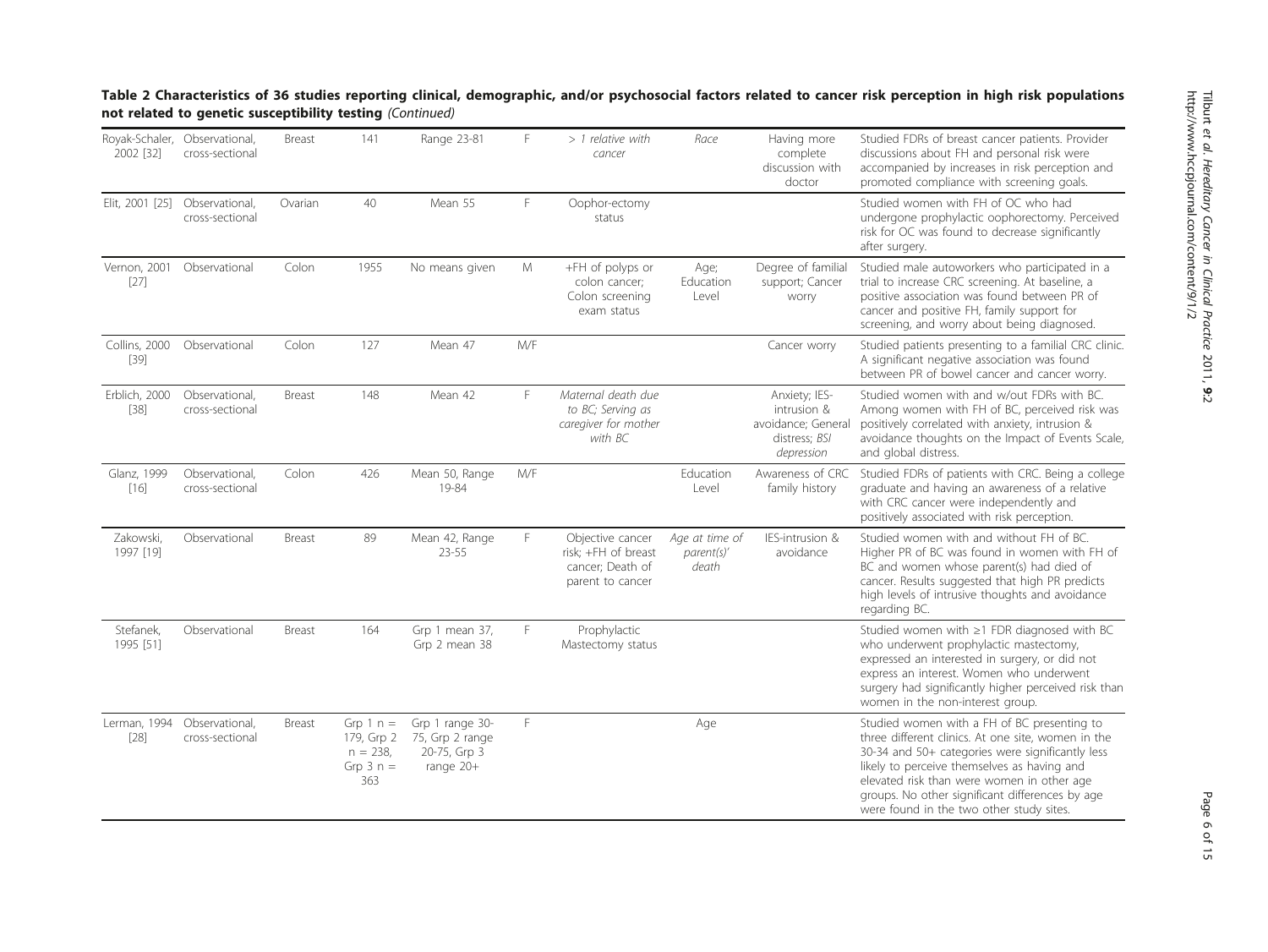**Table 2 Characteristics of 36 studies reporting clinical, demographic, and/or psychosocial factors related to cancer risk perception in high risk populations not related to genetic susceptibility testing** *(Continued)*

| | | | | | | | | | |
|---|---|---|---|---|---|---|---|---|---|
| Royak-Schaler, 2002 [32] | Observational, cross-sectional | Breast | 141 | Range 23-81 | F | *> 1 relative with cancer* | *Race* | Having more complete discussion with doctor | Studied FDRs of breast cancer patients. Provider discussions about FH and personal risk were accompanied by increases in risk perception and promoted compliance with screening goals. |
| Elit, 2001 [25] | Observational, cross-sectional | Ovarian | 40 | Mean 55 | F | Oophor-ectomy status | | | Studied women with FH of OC who had undergone prophylactic oophorectomy. Perceived risk for OC was found to decrease significantly after surgery. |
| Vernon, 2001 [27] | Observational | Colon | 1955 | No means given | M | +FH of polyps or colon cancer; Colon screening exam status | Age; Education Level | Degree of familial support; Cancer worry | Studied male autoworkers who participated in a trial to increase CRC screening. At baseline, a positive association was found between PR of cancer and positive FH, family support for screening, and worry about being diagnosed. |
| Collins, 2000 [39] | Observational | Colon | 127 | Mean 47 | M/F | | | Cancer worry | Studied patients presenting to a familial CRC clinic. A significant negative association was found between PR of bowel cancer and cancer worry. |
| Erblich, 2000 [38] | Observational, cross-sectional | Breast | 148 | Mean 42 | F | *Maternal death due to BC; Serving as caregiver for mother with BC* | | Anxiety; IES-intrusion & avoidance; General distress; *BSI depression* | Studied women with and w/out FDRs with BC. Among women with FH of BC, perceived risk was positively correlated with anxiety, intrusion & avoidance thoughts on the Impact of Events Scale, and global distress. |
| Glanz, 1999 [16] | Observational, cross-sectional | Colon | 426 | Mean 50, Range 19-84 | M/F | | Education Level | Awareness of CRC family history | Studied FDRs of patients with CRC. Being a college graduate and having an awareness of a relative with CRC cancer were independently and positively associated with risk perception. |
| Zakowski, 1997 [19] | Observational | Breast | 89 | Mean 42, Range 23-55 | F | Objective cancer risk; +FH of breast cancer; Death of parent to cancer | *Age at time of parent(s)' death* | IES-intrusion & avoidance | Studied women with and without FH of BC. Higher PR of BC was found in women with FH of BC and women whose parent(s) had died of cancer. Results suggested that high PR predicts high levels of intrusive thoughts and avoidance regarding BC. |
| Stefanek, 1995 [51] | Observational | Breast | 164 | Grp 1 mean 37, Grp 2 mean 38 | F | Prophylactic Mastectomy status | | | Studied women with ≥1 FDR diagnosed with BC who underwent prophylactic mastectomy, expressed an interested in surgery, or did not express an interest. Women who underwent surgery had significantly higher perceived risk than women in the non-interest group. |
| Lerman, 1994 [28] | Observational, cross-sectional | Breast | Grp 1 n = 179, Grp 2 n = 238, Grp 3 n = 363 | Grp 1 range 30-75, Grp 2 range 20-75, Grp 3 range 20+ | F | | Age | | Studied women with a FH of BC presenting to three different clinics. At one site, women in the 30-34 and 50+ categories were significantly less likely to perceive themselves as having and elevated risk than were women in other age groups. No other significant differences by age were found in the two other study sites. |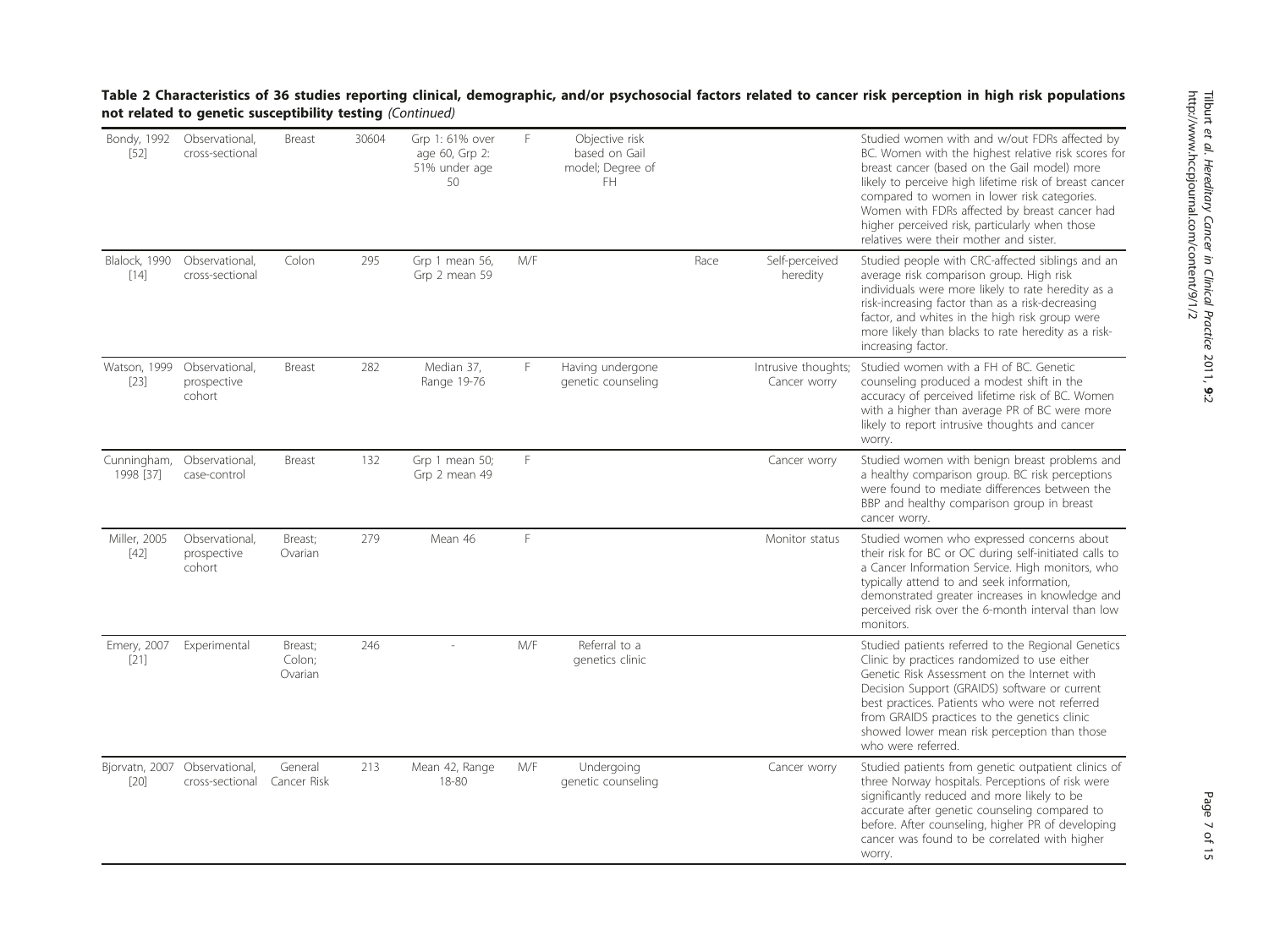**Table 2 Characteristics of 36 studies reporting clinical, demographic, and/or psychosocial factors related to cancer risk perception in high risk populations not related to genetic susceptibility testing** *(Continued)*

| | | | | | | | | | |
|---|---|---|---|---|---|---|---|---|---|
| Bondy, 1992 [52] | Observational, cross-sectional | Breast | 30604 | Grp 1: 61% over age 60, Grp 2: 51% under age 50 | F | Objective risk based on Gail model; Degree of FH | | | Studied women with and w/out FDRs affected by BC. Women with the highest relative risk scores for breast cancer (based on the Gail model) more likely to perceive high lifetime risk of breast cancer compared to women in lower risk categories. Women with FDRs affected by breast cancer had higher perceived risk, particularly when those relatives were their mother and sister. |
| Blalock, 1990 [14] | Observational, cross-sectional | Colon | 295 | Grp 1 mean 56, Grp 2 mean 59 | M/F | | Race | Self-perceived heredity | Studied people with CRC-affected siblings and an average risk comparison group. High risk individuals were more likely to rate heredity as a risk-increasing factor than as a risk-decreasing factor, and whites in the high risk group were more likely than blacks to rate heredity as a risk-increasing factor. |
| Watson, 1999 [23] | Observational, prospective cohort | Breast | 282 | Median 37, Range 19-76 | F | Having undergone genetic counseling | | Intrusive thoughts; Cancer worry | Studied women with a FH of BC. Genetic counseling produced a modest shift in the accuracy of perceived lifetime risk of BC. Women with a higher than average PR of BC were more likely to report intrusive thoughts and cancer worry. |
| Cunningham, 1998 [37] | Observational, case-control | Breast | 132 | Grp 1 mean 50; Grp 2 mean 49 | F | | | Cancer worry | Studied women with benign breast problems and a healthy comparison group. BC risk perceptions were found to mediate differences between the BBP and healthy comparison group in breast cancer worry. |
| Miller, 2005 [42] | Observational, prospective cohort | Breast; Ovarian | 279 | Mean 46 | F | | | Monitor status | Studied women who expressed concerns about their risk for BC or OC during self-initiated calls to a Cancer Information Service. High monitors, who typically attend to and seek information, demonstrated greater increases in knowledge and perceived risk over the 6-month interval than low monitors. |
| Emery, 2007 [21] | Experimental | Breast; Colon; Ovarian | 246 | - | M/F | Referral to a genetics clinic | | | Studied patients referred to the Regional Genetics Clinic by practices randomized to use either Genetic Risk Assessment on the Internet with Decision Support (GRAIDS) software or current best practices. Patients who were not referred from GRAIDS practices to the genetics clinic showed lower mean risk perception than those who were referred. |
| Bjorvatn, 2007 [20] | Observational, cross-sectional | General Cancer Risk | 213 | Mean 42, Range 18-80 | M/F | Undergoing genetic counseling | | Cancer worry | Studied patients from genetic outpatient clinics of three Norway hospitals. Perceptions of risk were significantly reduced and more likely to be accurate after genetic counseling compared to before. After counseling, higher PR of developing cancer was found to be correlated with higher worry. |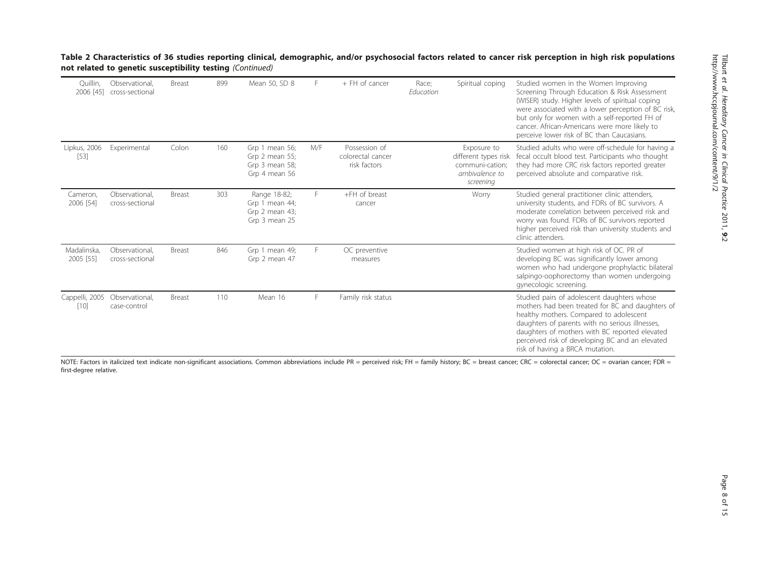**Table 2 Characteristics of 36 studies reporting clinical, demographic, and/or psychosocial factors related to cancer risk perception in high risk populations not related to genetic susceptibility testing** *(Continued)*

| | | | | | | | | | |
|---|---|---|---|---|---|---|---|---|---|
| Quillin, 2006 [45] | Observational, cross-sectional | Breast | 899 | Mean 50, SD 8 | F | + FH of cancer | *Race; Education* | Spiritual coping | Studied women in the Women Improving Screening Through Education & Risk Assessment (WISER) study. Higher levels of spiritual coping were associated with a lower perception of BC risk, but only for women with a self-reported FH of cancer. African-Americans were more likely to perceive lower risk of BC than Caucasians. |
| Lipkus, 2006 [53] | Experimental | Colon | 160 | Grp 1 mean 56; Grp 2 mean 55; Grp 3 mean 58; Grp 4 mean 56 | M/F | Possession of colorectal cancer risk factors | | Exposure to different types risk communi-cation; *ambivalence to screening* | Studied adults who were off-schedule for having a fecal occult blood test. Participants who thought they had more CRC risk factors reported greater perceived absolute and comparative risk. |
| Cameron, 2006 [54] | Observational, cross-sectional | Breast | 303 | Range 18-82; Grp 1 mean 44; Grp 2 mean 43; Grp 3 mean 25 | F | +FH of breast cancer | | Worry | Studied general practitioner clinic attenders, university students, and FDRs of BC survivors. A moderate correlation between perceived risk and worry was found. FDRs of BC survivors reported higher perceived risk than university students and clinic attenders. |
| Madalinska, 2005 [55] | Observational, cross-sectional | Breast | 846 | Grp 1 mean 49; Grp 2 mean 47 | F | OC preventive measures | | | Studied women at high risk of OC. PR of developing BC was significantly lower among women who had undergone prophylactic bilateral salpingo-oophorectomy than women undergoing gynecologic screening. |
| Cappelli, 2005 [10] | Observational, case-control | Breast | 110 | Mean 16 | F | Family risk status | | | Studied pairs of adolescent daughters whose mothers had been treated for BC and daughters of healthy mothers. Compared to adolescent daughters of parents with no serious illnesses, daughters of mothers with BC reported elevated perceived risk of developing BC and an elevated risk of having a BRCA mutation. |

NOTE: Factors in italicized text indicate non-significant associations. Common abbreviations include PR = perceived risk; FH = family history; BC = breast cancer; CRC = colorectal cancer; OC = ovarian cancer; FDR = first-degree relative.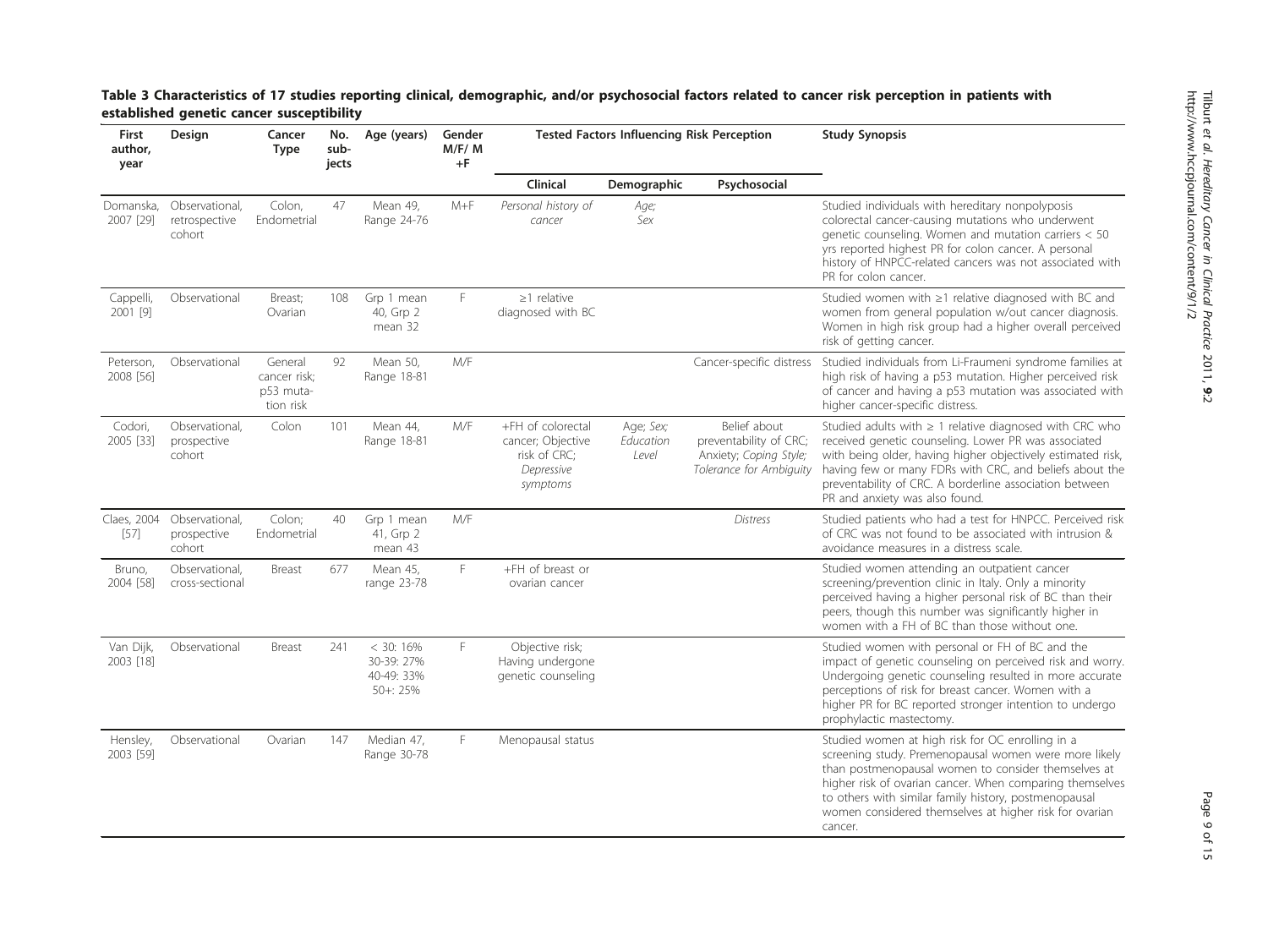**Table 3 Characteristics of 17 studies reporting clinical, demographic, and/or psychosocial factors related to cancer risk perception in patients with established genetic cancer susceptibility**

| First author, year | Design | Cancer Type | No. subjects | Age (years) | Gender M/F/ M +F | Tested Factors Influencing Risk Perception | | | Study Synopsis |
|---|---|---|---|---|---|---|---|---|---|
| | | | | | | Clinical | Demographic | Psychosocial | |
| Domanska, 2007 [29] | Observational, retrospective cohort | Colon, Endometrial | 47 | Mean 49, Range 24-76 | M+F | *Personal history of cancer* | *Age; Sex* | | Studied individuals with hereditary nonpolyposis colorectal cancer-causing mutations who underwent genetic counseling. Women and mutation carriers < 50 yrs reported highest PR for colon cancer. A personal history of HNPCC-related cancers was not associated with PR for colon cancer. |
| Cappelli, 2001 [9] | Observational | Breast; Ovarian | 108 | Grp 1 mean 40, Grp 2 mean 32 | F | ≥1 relative diagnosed with BC | | | Studied women with ≥1 relative diagnosed with BC and women from general population w/out cancer diagnosis. Women in high risk group had a higher overall perceived risk of getting cancer. |
| Peterson, 2008 [56] | Observational | General cancer risk; p53 mutation risk | 92 | Mean 50, Range 18-81 | M/F | | | Cancer-specific distress | Studied individuals from Li-Fraumeni syndrome families at high risk of having a p53 mutation. Higher perceived risk of cancer and having a p53 mutation was associated with higher cancer-specific distress. |
| Codori, 2005 [33] | Observational, prospective cohort | Colon | 101 | Mean 44, Range 18-81 | M/F | +FH of colorectal cancer; Objective risk of CRC; *Depressive symptoms* | Age; Sex; *Education Level* | Belief about preventability of CRC; Anxiety; *Coping Style; Tolerance for Ambiguity* | Studied adults with ≥ 1 relative diagnosed with CRC who received genetic counseling. Lower PR was associated with being older, having higher objectively estimated risk, having few or many FDRs with CRC, and beliefs about the preventability of CRC. A borderline association between PR and anxiety was also found. |
| Claes, 2004 [57] | Observational, prospective cohort | Colon; Endometrial | 40 | Grp 1 mean 41, Grp 2 mean 43 | M/F | | | *Distress* | Studied patients who had a test for HNPCC. Perceived risk of CRC was not found to be associated with intrusion & avoidance measures in a distress scale. |
| Bruno, 2004 [58] | Observational, cross-sectional | Breast | 677 | Mean 45, range 23-78 | F | +FH of breast or ovarian cancer | | | Studied women attending an outpatient cancer screening/prevention clinic in Italy. Only a minority perceived having a higher personal risk of BC than their peers, though this number was significantly higher in women with a FH of BC than those without one. |
| Van Dijk, 2003 [18] | Observational | Breast | 241 | < 30: 16% 30-39: 27% 40-49: 33% 50+: 25% | F | Objective risk; Having undergone genetic counseling | | | Studied women with personal or FH of BC and the impact of genetic counseling on perceived risk and worry. Undergoing genetic counseling resulted in more accurate perceptions of risk for breast cancer. Women with a higher PR for BC reported stronger intention to undergo prophylactic mastectomy. |
| Hensley, 2003 [59] | Observational | Ovarian | 147 | Median 47, Range 30-78 | F | Menopausal status | | | Studied women at high risk for OC enrolling in a screening study. Premenopausal women were more likely than postmenopausal women to consider themselves at higher risk of ovarian cancer. When comparing themselves to others with similar family history, postmenopausal women considered themselves at higher risk for ovarian cancer. |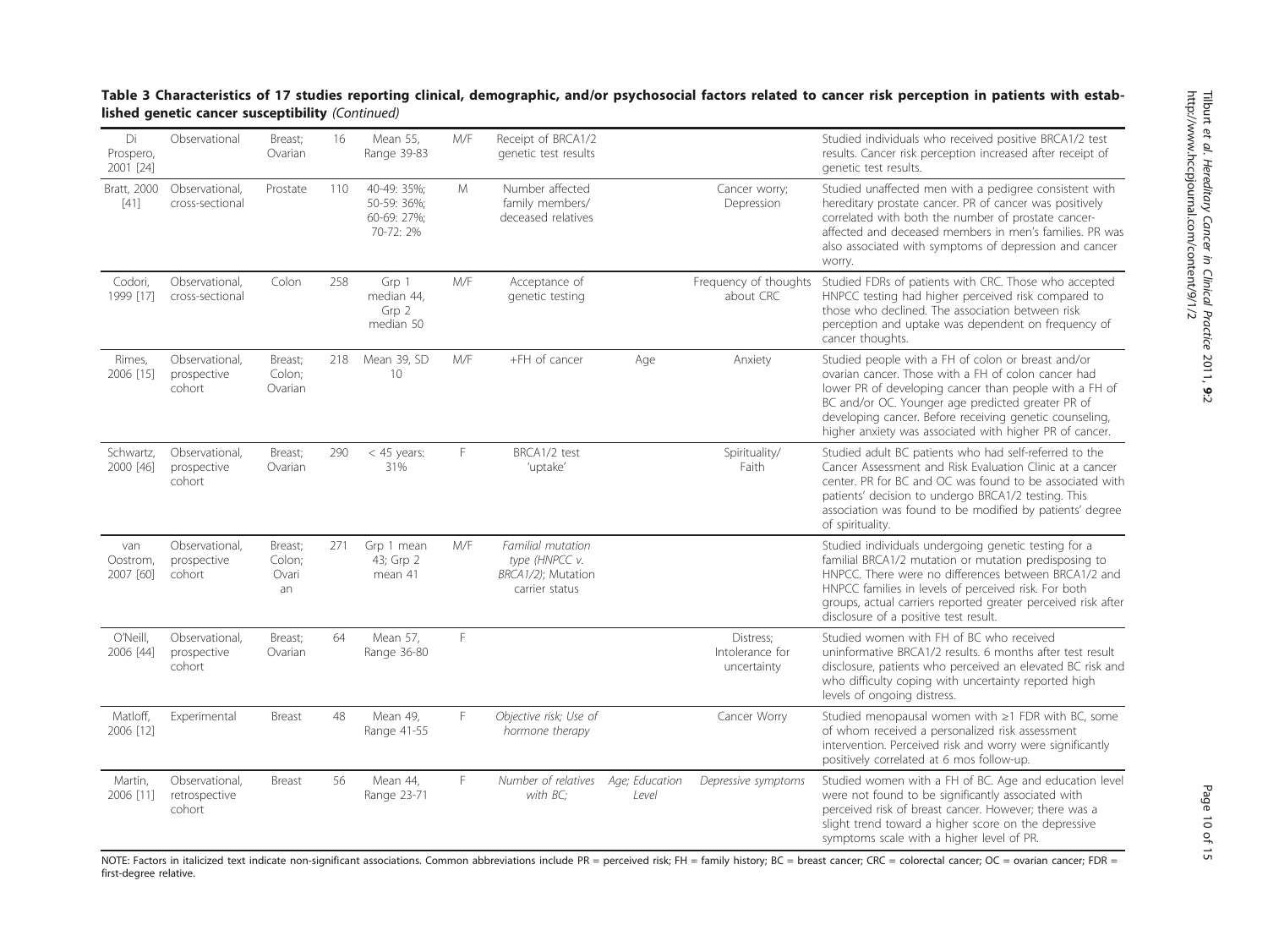**Table 3 Characteristics of 17 studies reporting clinical, demographic, and/or psychosocial factors related to cancer risk perception in patients with established genetic cancer susceptibility** *(Continued)*

| | | | | | | | | | |
|---|---|---|---|---|---|---|---|---|---|
| Di Prospero, 2001 [24] | Observational | Breast; Ovarian | 16 | Mean 55, Range 39-83 | M/F | Receipt of BRCA1/2 genetic test results | | | Studied individuals who received positive BRCA1/2 test results. Cancer risk perception increased after receipt of genetic test results. |
| Bratt, 2000 [41] | Observational, cross-sectional | Prostate | 110 | 40-49: 35%; 50-59: 36%; 60-69: 27%; 70-72: 2% | M | Number affected family members/ deceased relatives | | Cancer worry; Depression | Studied unaffected men with a pedigree consistent with hereditary prostate cancer. PR of cancer was positively correlated with both the number of prostate cancer-affected and deceased members in men's families. PR was also associated with symptoms of depression and cancer worry. |
| Codori, 1999 [17] | Observational, cross-sectional | Colon | 258 | Grp 1 median 44, Grp 2 median 50 | M/F | Acceptance of genetic testing | | Frequency of thoughts about CRC | Studied FDRs of patients with CRC. Those who accepted HNPCC testing had higher perceived risk compared to those who declined. The association between risk perception and uptake was dependent on frequency of cancer thoughts. |
| Rimes, 2006 [15] | Observational, prospective cohort | Breast; Colon; Ovarian | 218 | Mean 39, SD 10 | M/F | +FH of cancer | Age | Anxiety | Studied people with a FH of colon or breast and/or ovarian cancer. Those with a FH of colon cancer had lower PR of developing cancer than people with a FH of BC and/or OC. Younger age predicted greater PR of developing cancer. Before receiving genetic counseling, higher anxiety was associated with higher PR of cancer. |
| Schwartz, 2000 [46] | Observational, prospective cohort | Breast; Ovarian | 290 | < 45 years: 31% | F | BRCA1/2 test 'uptake' | | Spirituality/ Faith | Studied adult BC patients who had self-referred to the Cancer Assessment and Risk Evaluation Clinic at a cancer center. PR for BC and OC was found to be associated with patients' decision to undergo BRCA1/2 testing. This association was found to be modified by patients' degree of spirituality. |
| van Oostrom, 2007 [60] | Observational, prospective cohort | Breast; Colon; Ovarian | 271 | Grp 1 mean 43; Grp 2 mean 41 | M/F | *Familial mutation type (HNPCC v. BRCA1/2)*; Mutation carrier status | | | Studied individuals undergoing genetic testing for a familial BRCA1/2 mutation or mutation predisposing to HNPCC. There were no differences between BRCA1/2 and HNPCC families in levels of perceived risk. For both groups, actual carriers reported greater perceived risk after disclosure of a positive test result. |
| O'Neill, 2006 [44] | Observational, prospective cohort | Breast; Ovarian | 64 | Mean 57, Range 36-80 | F | | | Distress; Intolerance for uncertainty | Studied women with FH of BC who received uninformative BRCA1/2 results. 6 months after test result disclosure, patients who perceived an elevated BC risk and who difficulty coping with uncertainty reported high levels of ongoing distress. |
| Matloff, 2006 [12] | Experimental | Breast | 48 | Mean 49, Range 41-55 | F | *Objective risk; Use of hormone therapy* | | Cancer Worry | Studied menopausal women with ≥1 FDR with BC, some of whom received a personalized risk assessment intervention. Perceived risk and worry were significantly positively correlated at 6 mos follow-up. |
| Martin, 2006 [11] | Observational, retrospective cohort | Breast | 56 | Mean 44, Range 23-71 | F | *Number of relatives with BC;* | *Age; Education Level* | *Depressive symptoms* | Studied women with a FH of BC. Age and education level were not found to be significantly associated with perceived risk of breast cancer. However; there was a slight trend toward a higher score on the depressive symptoms scale with a higher level of PR. |

NOTE: Factors in italicized text indicate non-significant associations. Common abbreviations include PR = perceived risk; FH = family history; BC = breast cancer; CRC = colorectal cancer; OC = ovarian cancer; FDR = first-degree relative.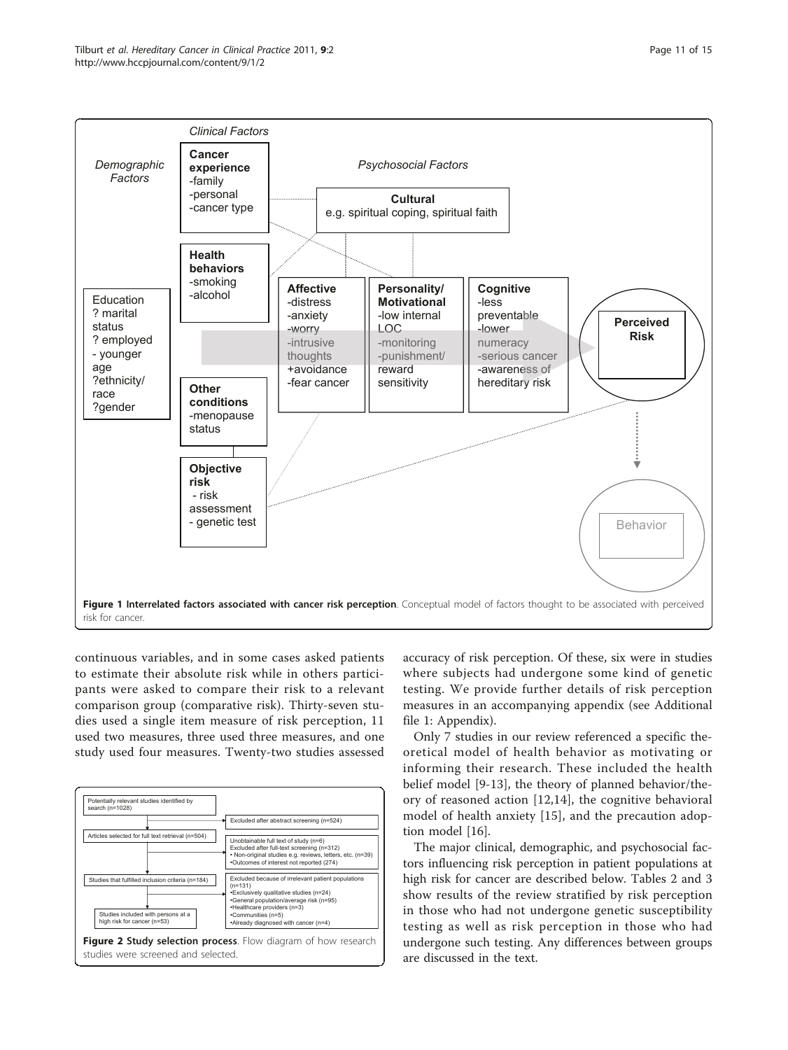**Figure 1 Interrelated factors associated with cancer risk perception**. Conceptual model of factors thought to be associated with perceived risk for cancer.

continuous variables, and in some cases asked patients to estimate their absolute risk while in others participants were asked to compare their risk to a relevant comparison group (comparative risk). Thirty-seven studies used a single item measure of risk perception, 11 used two measures, three used three measures, and one study used four measures. Twenty-two studies assessed accuracy of risk perception. Of these, six were in studies where subjects had undergone some kind of genetic testing. We provide further details of risk perception measures in an accompanying appendix (see Additional file 1: Appendix).

**Figure 2 Study selection process**. Flow diagram of how research studies were screened and selected.

Only 7 studies in our review referenced a specific theoretical model of health behavior as motivating or informing their research. These included the health belief model [9-13], the theory of planned behavior/theory of reasoned action [12,14], the cognitive behavioral model of health anxiety [15], and the precaution adoption model [16].

The major clinical, demographic, and psychosocial factors influencing risk perception in patient populations at high risk for cancer are described below. Tables 2 and 3 show results of the review stratified by risk perception in those who had not undergone genetic susceptibility testing as well as risk perception in those who had undergone such testing. Any differences between groups are discussed in the text.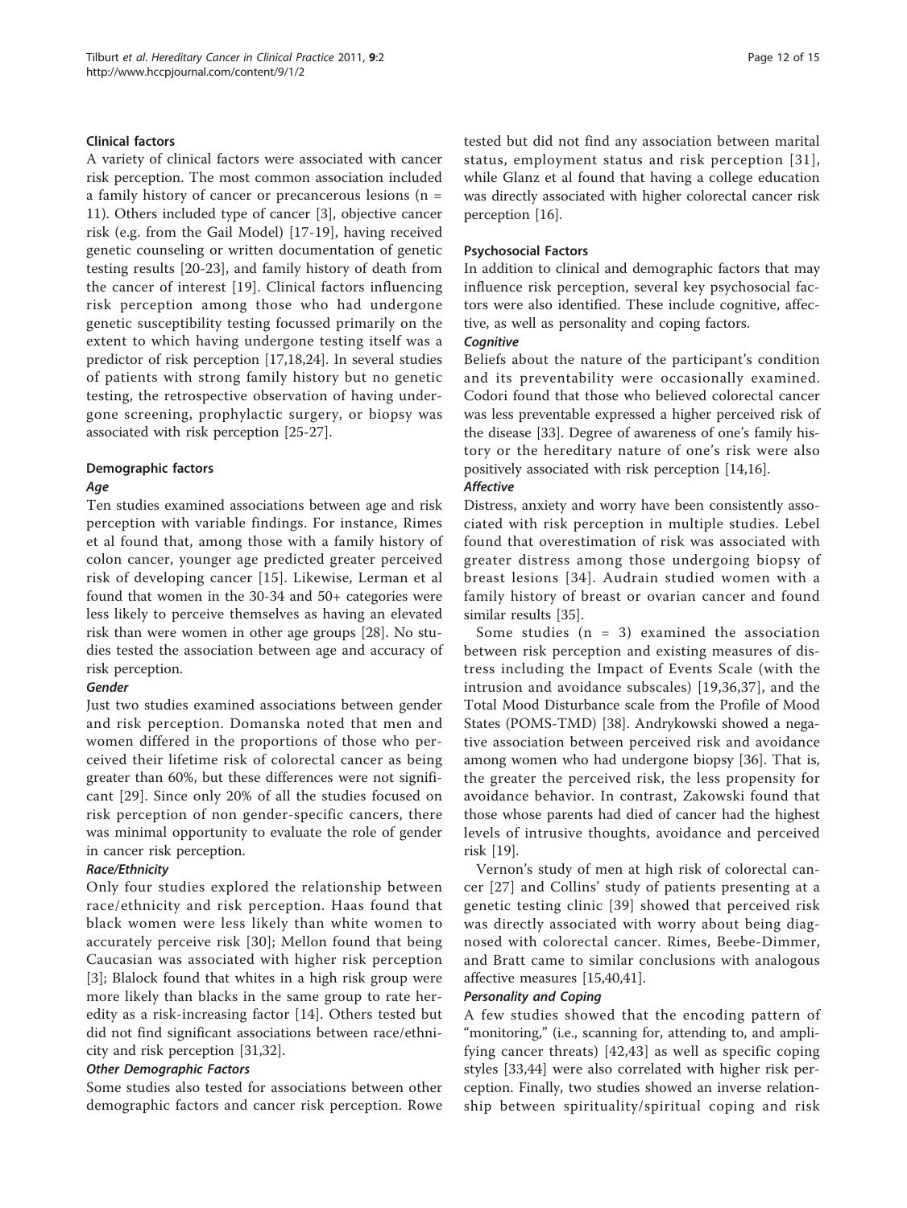### Clinical factors

A variety of clinical factors were associated with cancer risk perception. The most common association included a family history of cancer or precancerous lesions (n = 11). Others included type of cancer [3], objective cancer risk (e.g. from the Gail Model) [17-19], having received genetic counseling or written documentation of genetic testing results [20-23], and family history of death from the cancer of interest [19]. Clinical factors influencing risk perception among those who had undergone genetic susceptibility testing focussed primarily on the extent to which having undergone testing itself was a predictor of risk perception [17,18,24]. In several studies of patients with strong family history but no genetic testing, the retrospective observation of having undergone screening, prophylactic surgery, or biopsy was associated with risk perception [25-27].

### Demographic factors

#### *Age*

Ten studies examined associations between age and risk perception with variable findings. For instance, Rimes et al found that, among those with a family history of colon cancer, younger age predicted greater perceived risk of developing cancer [15]. Likewise, Lerman et al found that women in the 30-34 and 50+ categories were less likely to perceive themselves as having an elevated risk than were women in other age groups [28]. No studies tested the association between age and accuracy of risk perception.

#### *Gender*

Just two studies examined associations between gender and risk perception. Domanska noted that men and women differed in the proportions of those who perceived their lifetime risk of colorectal cancer as being greater than 60%, but these differences were not significant [29]. Since only 20% of all the studies focused on risk perception of non gender-specific cancers, there was minimal opportunity to evaluate the role of gender in cancer risk perception.

#### *Race/Ethnicity*

Only four studies explored the relationship between race/ethnicity and risk perception. Haas found that black women were less likely than white women to accurately perceive risk [30]; Mellon found that being Caucasian was associated with higher risk perception [3]; Blalock found that whites in a high risk group were more likely than blacks in the same group to rate heredity as a risk-increasing factor [14]. Others tested but did not find significant associations between race/ethnicity and risk perception [31,32].

#### *Other Demographic Factors*

Some studies also tested for associations between other demographic factors and cancer risk perception. Rowe tested but did not find any association between marital status, employment status and risk perception [31], while Glanz et al found that having a college education was directly associated with higher colorectal cancer risk perception [16].

### Psychosocial Factors

In addition to clinical and demographic factors that may influence risk perception, several key psychosocial factors were also identified. These include cognitive, affective, as well as personality and coping factors.

#### *Cognitive*

Beliefs about the nature of the participant's condition and its preventability were occasionally examined. Codori found that those who believed colorectal cancer was less preventable expressed a higher perceived risk of the disease [33]. Degree of awareness of one's family history or the hereditary nature of one's risk were also positively associated with risk perception [14,16].

#### *Affective*

Distress, anxiety and worry have been consistently associated with risk perception in multiple studies. Lebel found that overestimation of risk was associated with greater distress among those undergoing biopsy of breast lesions [34]. Audrain studied women with a family history of breast or ovarian cancer and found similar results [35].

Some studies (n = 3) examined the association between risk perception and existing measures of distress including the Impact of Events Scale (with the intrusion and avoidance subscales) [19,36,37], and the Total Mood Disturbance scale from the Profile of Mood States (POMS-TMD) [38]. Andrykowski showed a negative association between perceived risk and avoidance among women who had undergone biopsy [36]. That is, the greater the perceived risk, the less propensity for avoidance behavior. In contrast, Zakowski found that those whose parents had died of cancer had the highest levels of intrusive thoughts, avoidance and perceived risk [19].

Vernon's study of men at high risk of colorectal cancer [27] and Collins' study of patients presenting at a genetic testing clinic [39] showed that perceived risk was directly associated with worry about being diagnosed with colorectal cancer. Rimes, Beebe-Dimmer, and Bratt came to similar conclusions with analogous affective measures [15,40,41].

#### *Personality and Coping*

A few studies showed that the encoding pattern of "monitoring," (i.e., scanning for, attending to, and amplifying cancer threats) [42,43] as well as specific coping styles [33,44] were also correlated with higher risk perception. Finally, two studies showed an inverse relationship between spirituality/spiritual coping and risk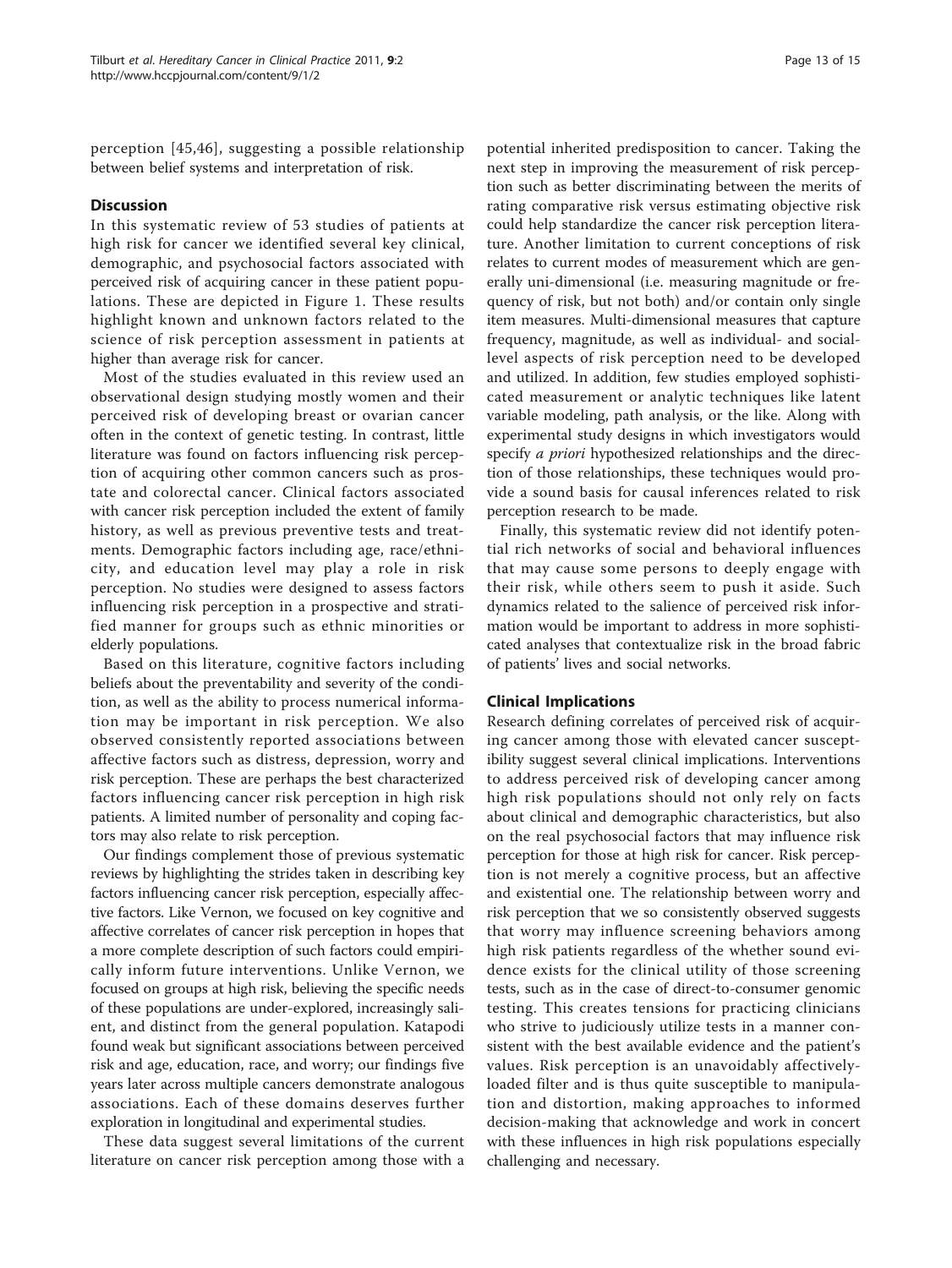perception [45,46], suggesting a possible relationship between belief systems and interpretation of risk.

## Discussion

In this systematic review of 53 studies of patients at high risk for cancer we identified several key clinical, demographic, and psychosocial factors associated with perceived risk of acquiring cancer in these patient populations. These are depicted in Figure 1. These results highlight known and unknown factors related to the science of risk perception assessment in patients at higher than average risk for cancer.

Most of the studies evaluated in this review used an observational design studying mostly women and their perceived risk of developing breast or ovarian cancer often in the context of genetic testing. In contrast, little literature was found on factors influencing risk perception of acquiring other common cancers such as prostate and colorectal cancer. Clinical factors associated with cancer risk perception included the extent of family history, as well as previous preventive tests and treatments. Demographic factors including age, race/ethnicity, and education level may play a role in risk perception. No studies were designed to assess factors influencing risk perception in a prospective and stratified manner for groups such as ethnic minorities or elderly populations.

Based on this literature, cognitive factors including beliefs about the preventability and severity of the condition, as well as the ability to process numerical information may be important in risk perception. We also observed consistently reported associations between affective factors such as distress, depression, worry and risk perception. These are perhaps the best characterized factors influencing cancer risk perception in high risk patients. A limited number of personality and coping factors may also relate to risk perception.

Our findings complement those of previous systematic reviews by highlighting the strides taken in describing key factors influencing cancer risk perception, especially affective factors. Like Vernon, we focused on key cognitive and affective correlates of cancer risk perception in hopes that a more complete description of such factors could empirically inform future interventions. Unlike Vernon, we focused on groups at high risk, believing the specific needs of these populations are under-explored, increasingly salient, and distinct from the general population. Katapodi found weak but significant associations between perceived risk and age, education, race, and worry; our findings five years later across multiple cancers demonstrate analogous associations. Each of these domains deserves further exploration in longitudinal and experimental studies.

These data suggest several limitations of the current literature on cancer risk perception among those with a potential inherited predisposition to cancer. Taking the next step in improving the measurement of risk perception such as better discriminating between the merits of rating comparative risk versus estimating objective risk could help standardize the cancer risk perception literature. Another limitation to current conceptions of risk relates to current modes of measurement which are generally uni-dimensional (i.e. measuring magnitude or frequency of risk, but not both) and/or contain only single item measures. Multi-dimensional measures that capture frequency, magnitude, as well as individual- and social-level aspects of risk perception need to be developed and utilized. In addition, few studies employed sophisticated measurement or analytic techniques like latent variable modeling, path analysis, or the like. Along with experimental study designs in which investigators would specify *a priori* hypothesized relationships and the direction of those relationships, these techniques would provide a sound basis for causal inferences related to risk perception research to be made.

Finally, this systematic review did not identify potential rich networks of social and behavioral influences that may cause some persons to deeply engage with their risk, while others seem to push it aside. Such dynamics related to the salience of perceived risk information would be important to address in more sophisticated analyses that contextualize risk in the broad fabric of patients' lives and social networks.

## Clinical Implications

Research defining correlates of perceived risk of acquiring cancer among those with elevated cancer susceptibility suggest several clinical implications. Interventions to address perceived risk of developing cancer among high risk populations should not only rely on facts about clinical and demographic characteristics, but also on the real psychosocial factors that may influence risk perception for those at high risk for cancer. Risk perception is not merely a cognitive process, but an affective and existential one. The relationship between worry and risk perception that we so consistently observed suggests that worry may influence screening behaviors among high risk patients regardless of the whether sound evidence exists for the clinical utility of those screening tests, such as in the case of direct-to-consumer genomic testing. This creates tensions for practicing clinicians who strive to judiciously utilize tests in a manner consistent with the best available evidence and the patient's values. Risk perception is an unavoidably affectively-loaded filter and is thus quite susceptible to manipulation and distortion, making approaches to informed decision-making that acknowledge and work in concert with these influences in high risk populations especially challenging and necessary.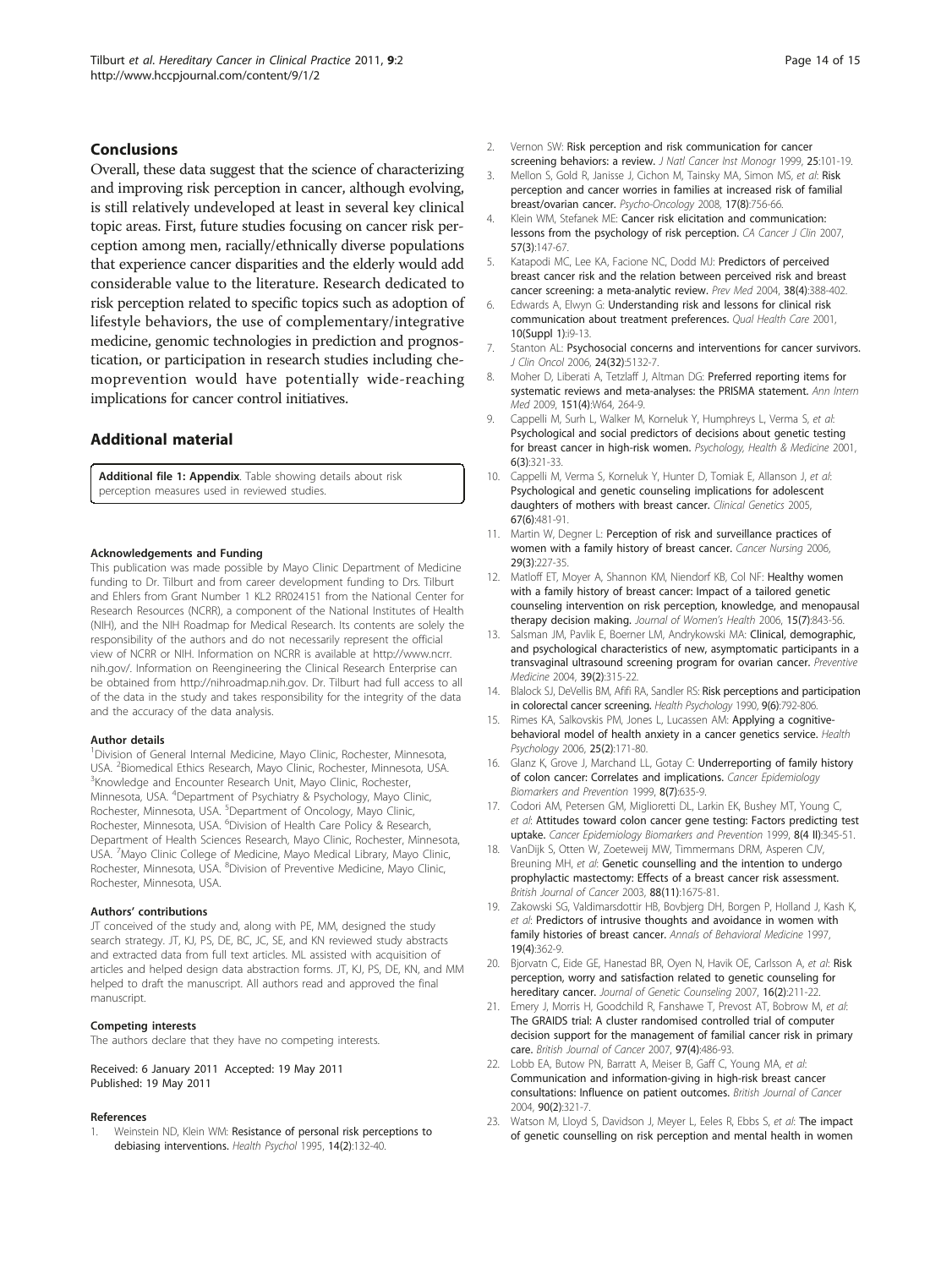## Conclusions

Overall, these data suggest that the science of characterizing and improving risk perception in cancer, although evolving, is still relatively undeveloped at least in several key clinical topic areas. First, future studies focusing on cancer risk perception among men, racially/ethnically diverse populations that experience cancer disparities and the elderly would add considerable value to the literature. Research dedicated to risk perception related to specific topics such as adoption of lifestyle behaviors, the use of complementary/integrative medicine, genomic technologies in prediction and prognostication, or participation in research studies including chemoprevention would have potentially wide-reaching implications for cancer control initiatives.

## Additional material

**Additional file 1: Appendix**. Table showing details about risk perception measures used in reviewed studies.

#### Acknowledgements and Funding

This publication was made possible by Mayo Clinic Department of Medicine funding to Dr. Tilburt and from career development funding to Drs. Tilburt and Ehlers from Grant Number 1 KL2 RR024151 from the National Center for Research Resources (NCRR), a component of the National Institutes of Health (NIH), and the NIH Roadmap for Medical Research. Its contents are solely the responsibility of the authors and do not necessarily represent the official view of NCRR or NIH. Information on NCRR is available at http://www.ncrr.nih.gov/. Information on Reengineering the Clinical Research Enterprise can be obtained from http://nihroadmap.nih.gov. Dr. Tilburt had full access to all of the data in the study and takes responsibility for the integrity of the data and the accuracy of the data analysis.

#### Author details

[1]Division of General Internal Medicine, Mayo Clinic, Rochester, Minnesota, USA. [2]Biomedical Ethics Research, Mayo Clinic, Rochester, Minnesota, USA. [3]Knowledge and Encounter Research Unit, Mayo Clinic, Rochester, Minnesota, USA. [4]Department of Psychiatry & Psychology, Mayo Clinic, Rochester, Minnesota, USA. [5]Department of Oncology, Mayo Clinic, Rochester, Minnesota, USA. [6]Division of Health Care Policy & Research, Department of Health Sciences Research, Mayo Clinic, Rochester, Minnesota, USA. [7]Mayo Clinic College of Medicine, Mayo Medical Library, Mayo Clinic, Rochester, Minnesota, USA. [8]Division of Preventive Medicine, Mayo Clinic, Rochester, Minnesota, USA.

#### Authors' contributions

JT conceived of the study and, along with PE, MM, designed the study search strategy. JT, KJ, PS, DE, BC, JC, SE, and KN reviewed study abstracts and extracted data from full text articles. ML assisted with acquisition of articles and helped design data abstraction forms. JT, KJ, PS, DE, KN, and MM helped to draft the manuscript. All authors read and approved the final manuscript.

#### Competing interests

The authors declare that they have no competing interests.

Received: 6 January 2011 Accepted: 19 May 2011
Published: 19 May 2011

#### References

1. Weinstein ND, Klein WM: **Resistance of personal risk perceptions to debiasing interventions.** *Health Psychol* 1995, **14(2)**:132-40.
2. Vernon SW: **Risk perception and risk communication for cancer screening behaviors: a review.** *J Natl Cancer Inst Monogr* 1999, **25**:101-19.
3. Mellon S, Gold R, Janisse J, Cichon M, Tainsky MA, Simon MS, *et al*: **Risk perception and cancer worries in families at increased risk of familial breast/ovarian cancer.** *Psycho-Oncology* 2008, **17(8)**:756-66.
4. Klein WM, Stefanek ME: **Cancer risk elicitation and communication: lessons from the psychology of risk perception.** *CA Cancer J Clin* 2007, **57(3)**:147-67.
5. Katapodi MC, Lee KA, Facione NC, Dodd MJ: **Predictors of perceived breast cancer risk and the relation between perceived risk and breast cancer screening: a meta-analytic review.** *Prev Med* 2004, **38(4)**:388-402.
6. Edwards A, Elwyn G: **Understanding risk and lessons for clinical risk communication about treatment preferences.** *Qual Health Care* 2001, **10(Suppl 1)**:i9-13.
7. Stanton AL: **Psychosocial concerns and interventions for cancer survivors.** *J Clin Oncol* 2006, **24(32)**:5132-7.
8. Moher D, Liberati A, Tetzlaff J, Altman DG: **Preferred reporting items for systematic reviews and meta-analyses: the PRISMA statement.** *Ann Intern Med* 2009, **151(4)**:W64, 264-9.
9. Cappelli M, Surh L, Walker M, Korneluk Y, Humphreys L, Verma S, *et al*: **Psychological and social predictors of decisions about genetic testing for breast cancer in high-risk women.** *Psychology, Health & Medicine* 2001, **6(3)**:321-33.
10. Cappelli M, Verma S, Korneluk Y, Hunter D, Tomiak E, Allanson J, *et al*: **Psychological and genetic counseling implications for adolescent daughters of mothers with breast cancer.** *Clinical Genetics* 2005, **67(6)**:481-91.
11. Martin W, Degner L: **Perception of risk and surveillance practices of women with a family history of breast cancer.** *Cancer Nursing* 2006, **29(3)**:227-35.
12. Matloff ET, Moyer A, Shannon KM, Niendorf KB, Col NF: **Healthy women with a family history of breast cancer: Impact of a tailored genetic counseling intervention on risk perception, knowledge, and menopausal therapy decision making.** *Journal of Women's Health* 2006, **15(7)**:843-56.
13. Salsman JM, Pavlik E, Boerner LM, Andrykowski MA: **Clinical, demographic, and psychological characteristics of new, asymptomatic participants in a transvaginal ultrasound screening program for ovarian cancer.** *Preventive Medicine* 2004, **39(2)**:315-22.
14. Blalock SJ, DeVellis BM, Afifi RA, Sandler RS: **Risk perceptions and participation in colorectal cancer screening.** *Health Psychology* 1990, **9(6)**:792-806.
15. Rimes KA, Salkovskis PM, Jones L, Lucassen AM: **Applying a cognitive-behavioral model of health anxiety in a cancer genetics service.** *Health Psychology* 2006, **25(2)**:171-80.
16. Glanz K, Grove J, Marchand LL, Gotay C: **Underreporting of family history of colon cancer: Correlates and implications.** *Cancer Epidemiology Biomarkers and Prevention* 1999, **8(7)**:635-9.
17. Codori AM, Petersen GM, Miglioretti DL, Larkin EK, Bushey MT, Young C, *et al*: **Attitudes toward colon cancer gene testing: Factors predicting test uptake.** *Cancer Epidemiology Biomarkers and Prevention* 1999, **8(4 II)**:345-51.
18. VanDijk S, Otten W, Zoeteweij MW, Timmermans DRM, Asperen CJV, Breuning MH, *et al*: **Genetic counselling and the intention to undergo prophylactic mastectomy: Effects of a breast cancer risk assessment.** *British Journal of Cancer* 2003, **88(11)**:1675-81.
19. Zakowski SG, Valdimarsdottir HB, Bovbjerg DH, Borgen P, Holland J, Kash K, *et al*: **Predictors of intrusive thoughts and avoidance in women with family histories of breast cancer.** *Annals of Behavioral Medicine* 1997, **19(4)**:362-9.
20. Bjorvatn C, Eide GE, Hanestad BR, Oyen N, Havik OE, Carlsson A, *et al*: **Risk perception, worry and satisfaction related to genetic counseling for hereditary cancer.** *Journal of Genetic Counseling* 2007, **16(2)**:211-22.
21. Emery J, Morris H, Goodchild R, Fanshawe T, Prevost AT, Bobrow M, *et al*: **The GRAIDS trial: A cluster randomised controlled trial of computer decision support for the management of familial cancer risk in primary care.** *British Journal of Cancer* 2007, **97(4)**:486-93.
22. Lobb EA, Butow PN, Barratt A, Meiser B, Gaff C, Young MA, *et al*: **Communication and information-giving in high-risk breast cancer consultations: Influence on patient outcomes.** *British Journal of Cancer* 2004, **90(2)**:321-7.
23. Watson M, Lloyd S, Davidson J, Meyer L, Eeles R, Ebbs S, *et al*: **The impact of genetic counselling on risk perception and mental health in women**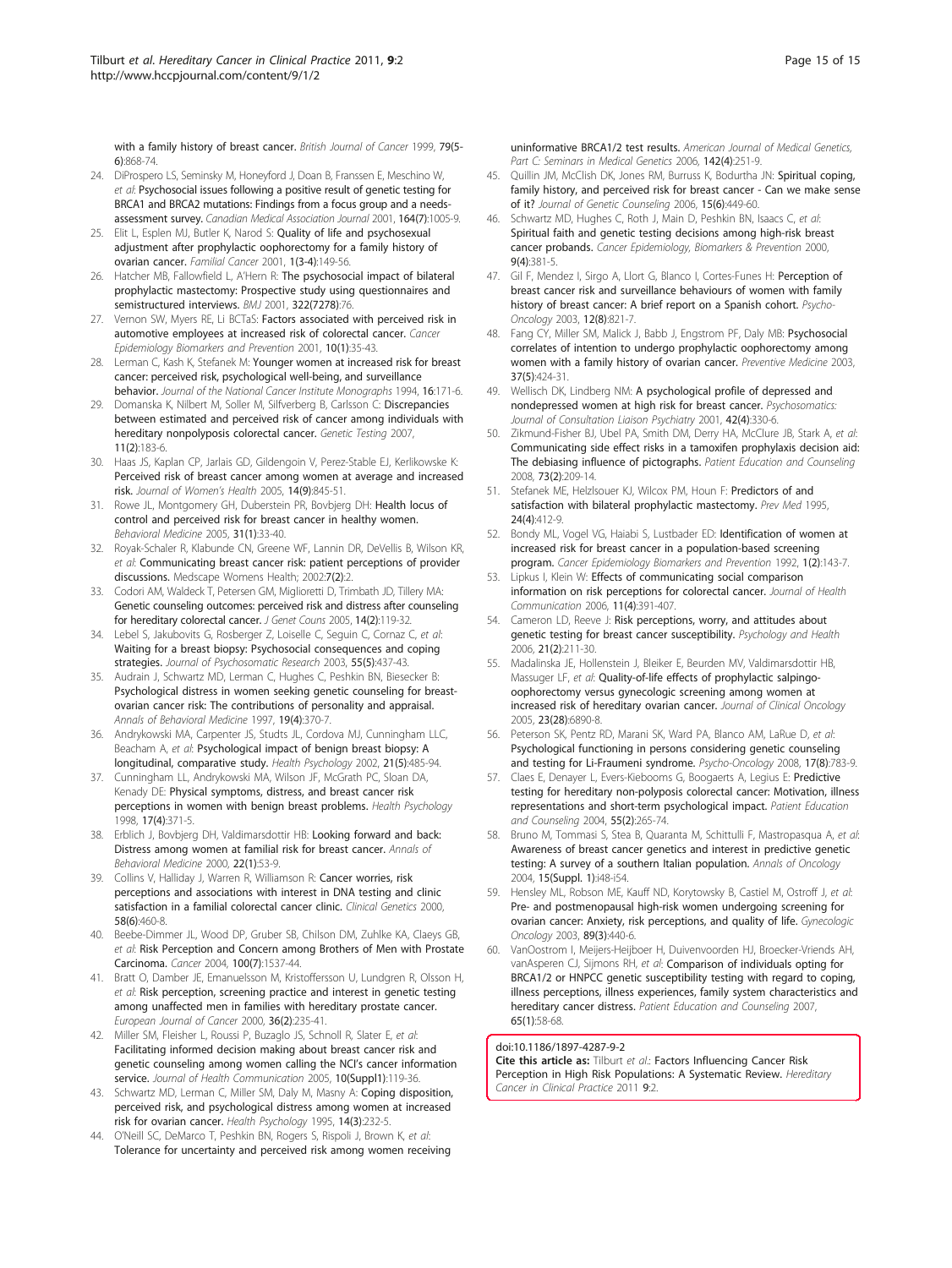with a family history of breast cancer. *British Journal of Cancer* 1999, 79(5-6):868-74.

24. DiProspero LS, Seminsky M, Honeyford J, Doan B, Franssen E, Meschino W, *et al*: **Psychosocial issues following a positive result of genetic testing for BRCA1 and BRCA2 mutations: Findings from a focus group and a needs-assessment survey.** *Canadian Medical Association Journal* 2001, 164(7):1005-9.
25. Elit L, Esplen MJ, Butler K, Narod S: **Quality of life and psychosexual adjustment after prophylactic oophorectomy for a family history of ovarian cancer.** *Familial Cancer* 2001, 1(3-4):149-56.
26. Hatcher MB, Fallowfield L, A'Hern R: **The psychosocial impact of bilateral prophylactic mastectomy: Prospective study using questionnaires and semistructured interviews.** *BMJ* 2001, 322(7278):76.
27. Vernon SW, Myers RE, Li BCTaS: **Factors associated with perceived risk in automotive employees at increased risk of colorectal cancer.** *Cancer Epidemiology Biomarkers and Prevention* 2001, 10(1):35-43.
28. Lerman C, Kash K, Stefanek M: **Younger women at increased risk for breast cancer: perceived risk, psychological well-being, and surveillance behavior.** *Journal of the National Cancer Institute Monographs* 1994, 16:171-6.
29. Domanska K, Nilbert M, Soller M, Silfverberg B, Carlsson C: **Discrepancies between estimated and perceived risk of cancer among individuals with hereditary nonpolyposis colorectal cancer.** *Genetic Testing* 2007, 11(2):183-6.
30. Haas JS, Kaplan CP, Jarlais GD, Gildengoin V, Perez-Stable EJ, Kerlikowske K: **Perceived risk of breast cancer among women at average and increased risk.** *Journal of Women's Health* 2005, 14(9):845-51.
31. Rowe JL, Montgomery GH, Duberstein PR, Bovbjerg DH: **Health locus of control and perceived risk for breast cancer in healthy women.** *Behavioral Medicine* 2005, 31(1):33-40.
32. Royak-Schaler R, Klabunde CN, Greene WF, Lannin DR, DeVellis B, Wilson KR, *et al*: **Communicating breast cancer risk: patient perceptions of provider discussions.** Medscape Womens Health; 2002:7(2):2.
33. Codori AM, Waldeck T, Petersen GM, Miglioretti D, Trimbath JD, Tillery MA: **Genetic counseling outcomes: perceived risk and distress after counseling for hereditary colorectal cancer.** *J Genet Couns* 2005, 14(2):119-32.
34. Lebel S, Jakubovits G, Rosberger Z, Loiselle C, Seguin C, Cornaz C, *et al*: **Waiting for a breast biopsy: Psychosocial consequences and coping strategies.** *Journal of Psychosomatic Research* 2003, 55(5):437-43.
35. Audrain J, Schwartz MD, Lerman C, Hughes C, Peshkin BN, Biesecker B: **Psychological distress in women seeking genetic counseling for breast-ovarian cancer risk: The contributions of personality and appraisal.** *Annals of Behavioral Medicine* 1997, 19(4):370-7.
36. Andrykowski MA, Carpenter JS, Studts JL, Cordova MJ, Cunningham LLC, Beacham A, *et al*: **Psychological impact of benign breast biopsy: A longitudinal, comparative study.** *Health Psychology* 2002, 21(5):485-94.
37. Cunningham LL, Andrykowski MA, Wilson JF, McGrath PC, Sloan DA, Kenady DE: **Physical symptoms, distress, and breast cancer risk perceptions in women with benign breast problems.** *Health Psychology* 1998, 17(4):371-5.
38. Erblich J, Bovbjerg DH, Valdimarsdottir HB: **Looking forward and back: Distress among women at familial risk for breast cancer.** *Annals of Behavioral Medicine* 2000, 22(1):53-9.
39. Collins V, Halliday J, Warren R, Williamson R: **Cancer worries, risk perceptions and associations with interest in DNA testing and clinic satisfaction in a familial colorectal cancer clinic.** *Clinical Genetics* 2000, 58(6):460-8.
40. Beebe-Dimmer JL, Wood DP, Gruber SB, Chilson DM, Zuhlke KA, Claeys GB, *et al*: **Risk Perception and Concern among Brothers of Men with Prostate Carcinoma.** *Cancer* 2004, 100(7):1537-44.
41. Bratt O, Damber JE, Emanuelsson M, Kristoffersson U, Lundgren R, Olsson H, *et al*: **Risk perception, screening practice and interest in genetic testing among unaffected men in families with hereditary prostate cancer.** *European Journal of Cancer* 2000, 36(2):235-41.
42. Miller SM, Fleisher L, Roussi P, Buzaglo JS, Schnoll R, Slater E, *et al*: **Facilitating informed decision making about breast cancer risk and genetic counseling among women calling the NCI's cancer information service.** *Journal of Health Communication* 2005, 10(Suppl1):119-36.
43. Schwartz MD, Lerman C, Miller SM, Daly M, Masny A: **Coping disposition, perceived risk, and psychological distress among women at increased risk for ovarian cancer.** *Health Psychology* 1995, 14(3):232-5.
44. O'Neill SC, DeMarco T, Peshkin BN, Rogers S, Rispoli J, Brown K, *et al*: **Tolerance for uncertainty and perceived risk among women receiving uninformative BRCA1/2 test results.** *American Journal of Medical Genetics, Part C: Seminars in Medical Genetics* 2006, 142(4):251-9.
45. Quillin JM, McClish DK, Jones RM, Burruss K, Bodurtha JN: **Spiritual coping, family history, and perceived risk for breast cancer - Can we make sense of it?** *Journal of Genetic Counseling* 2006, 15(6):449-60.
46. Schwartz MD, Hughes C, Roth J, Main D, Peshkin BN, Isaacs C, *et al*: **Spiritual faith and genetic testing decisions among high-risk breast cancer probands.** *Cancer Epidemiology, Biomarkers & Prevention* 2000, 9(4):381-5.
47. Gil F, Mendez I, Sirgo A, Llort G, Blanco I, Cortes-Funes H: **Perception of breast cancer risk and surveillance behaviours of women with family history of breast cancer: A brief report on a Spanish cohort.** *Psycho-Oncology* 2003, 12(8):821-7.
48. Fang CY, Miller SM, Malick J, Babb J, Engstrom PF, Daly MB: **Psychosocial correlates of intention to undergo prophylactic oophorectomy among women with a family history of ovarian cancer.** *Preventive Medicine* 2003, 37(5):424-31.
49. Wellisch DK, Lindberg NM: **A psychological profile of depressed and nondepressed women at high risk for breast cancer.** *Psychosomatics: Journal of Consultation Liaison Psychiatry* 2001, 42(4):330-6.
50. Zikmund-Fisher BJ, Ubel PA, Smith DM, Derry HA, McClure JB, Stark A, *et al*: **Communicating side effect risks in a tamoxifen prophylaxis decision aid: The debiasing influence of pictographs.** *Patient Education and Counseling* 2008, 73(2):209-14.
51. Stefanek ME, Helzlsouer KJ, Wilcox PM, Houn F: **Predictors of and satisfaction with bilateral prophylactic mastectomy.** *Prev Med* 1995, 24(4):412-9.
52. Bondy ML, Vogel VG, Haiabi S, Lustbader ED: **Identification of women at increased risk for breast cancer in a population-based screening program.** *Cancer Epidemiology Biomarkers and Prevention* 1992, 1(2):143-7.
53. Lipkus I, Klein W: **Effects of communicating social comparison information on risk perceptions for colorectal cancer.** *Journal of Health Communication* 2006, 11(4):391-407.
54. Cameron LD, Reeve J: **Risk perceptions, worry, and attitudes about genetic testing for breast cancer susceptibility.** *Psychology and Health* 2006, 21(2):211-30.
55. Madalinska JE, Hollenstein J, Bleiker E, Beurden MV, Valdimarsdottir HB, Massuger LF, *et al*: **Quality-of-life effects of prophylactic salpingo-oophorectomy versus gynecologic screening among women at increased risk of hereditary ovarian cancer.** *Journal of Clinical Oncology* 2005, 23(28):6890-8.
56. Peterson SK, Pentz RD, Marani SK, Ward PA, Blanco AM, LaRue D, *et al*: **Psychological functioning in persons considering genetic counseling and testing for Li-Fraumeni syndrome.** *Psycho-Oncology* 2008, 17(8):783-9.
57. Claes E, Denayer L, Evers-Kiebooms G, Boogaerts A, Legius E: **Predictive testing for hereditary non-polyposis colorectal cancer: Motivation, illness representations and short-term psychological impact.** *Patient Education and Counseling* 2004, 55(2):265-74.
58. Bruno M, Tommasi S, Stea B, Quaranta M, Schittulli F, Mastropasqua A, *et al*: **Awareness of breast cancer genetics and interest in predictive genetic testing: A survey of a southern Italian population.** *Annals of Oncology* 2004, 15(Suppl. 1):i48-i54.
59. Hensley ML, Robson ME, Kauff ND, Korytowsky B, Castiel M, Ostroff J, *et al*: **Pre- and postmenopausal high-risk women undergoing screening for ovarian cancer: Anxiety, risk perceptions, and quality of life.** *Gynecologic Oncology* 2003, 89(3):440-6.
60. VanOostrom I, Meijers-Heijboer H, Duivenvoorden HJ, Broecker-Vriends AH, vanAsperen CJ, Sijmons RH, *et al*: **Comparison of individuals opting for BRCA1/2 or HNPCC genetic susceptibility testing with regard to coping, illness perceptions, illness experiences, family system characteristics and hereditary cancer distress.** *Patient Education and Counseling* 2007, 65(1):58-68.

doi:10.1186/1897-4287-9-2

**Cite this article as:** Tilburt *et al.*: Factors Influencing Cancer Risk Perception in High Risk Populations: A Systematic Review. *Hereditary Cancer in Clinical Practice* 2011 9:2.